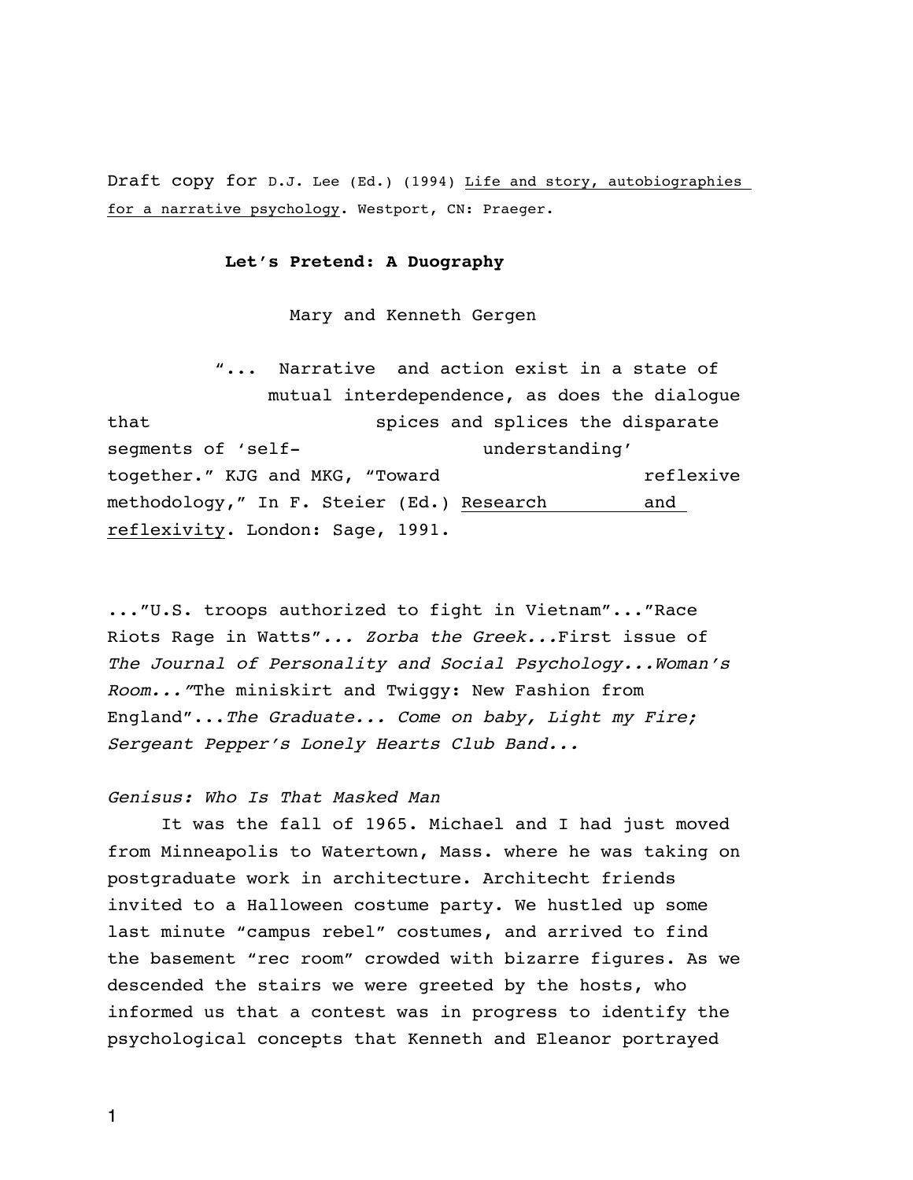Draft copy for D.J. Lee (Ed.) (1994) Life and story, autobiographies for a narrative psychology. Westport, CN: Praeger.

**Let's Pretend: A Duography**

Mary and Kenneth Gergen

> "... Narrative and action exist in a state of mutual interdependence, as does the dialogue that spices and splices the disparate segments of 'self-understanding' together." KJG and MKG, "Toward reflexive methodology," In F. Steier (Ed.) Research and reflexivity. London: Sage, 1991.

..."U.S. troops authorized to fight in Vietnam"..."Race Riots Rage in Watts"*... Zorba the Greek...*First issue of *The Journal of Personality and Social Psychology...Woman's Room..."*The miniskirt and Twiggy: New Fashion from England"...*The Graduate... Come on baby, Light my Fire; Sergeant Pepper's Lonely Hearts Club Band...*

*Genisus: Who Is That Masked Man*

It was the fall of 1965. Michael and I had just moved from Minneapolis to Watertown, Mass. where he was taking on postgraduate work in architecture. Architecht friends invited to a Halloween costume party. We hustled up some last minute "campus rebel" costumes, and arrived to find the basement "rec room" crowded with bizarre figures. As we descended the stairs we were greeted by the hosts, who informed us that a contest was in progress to identify the psychological concepts that Kenneth and Eleanor portrayed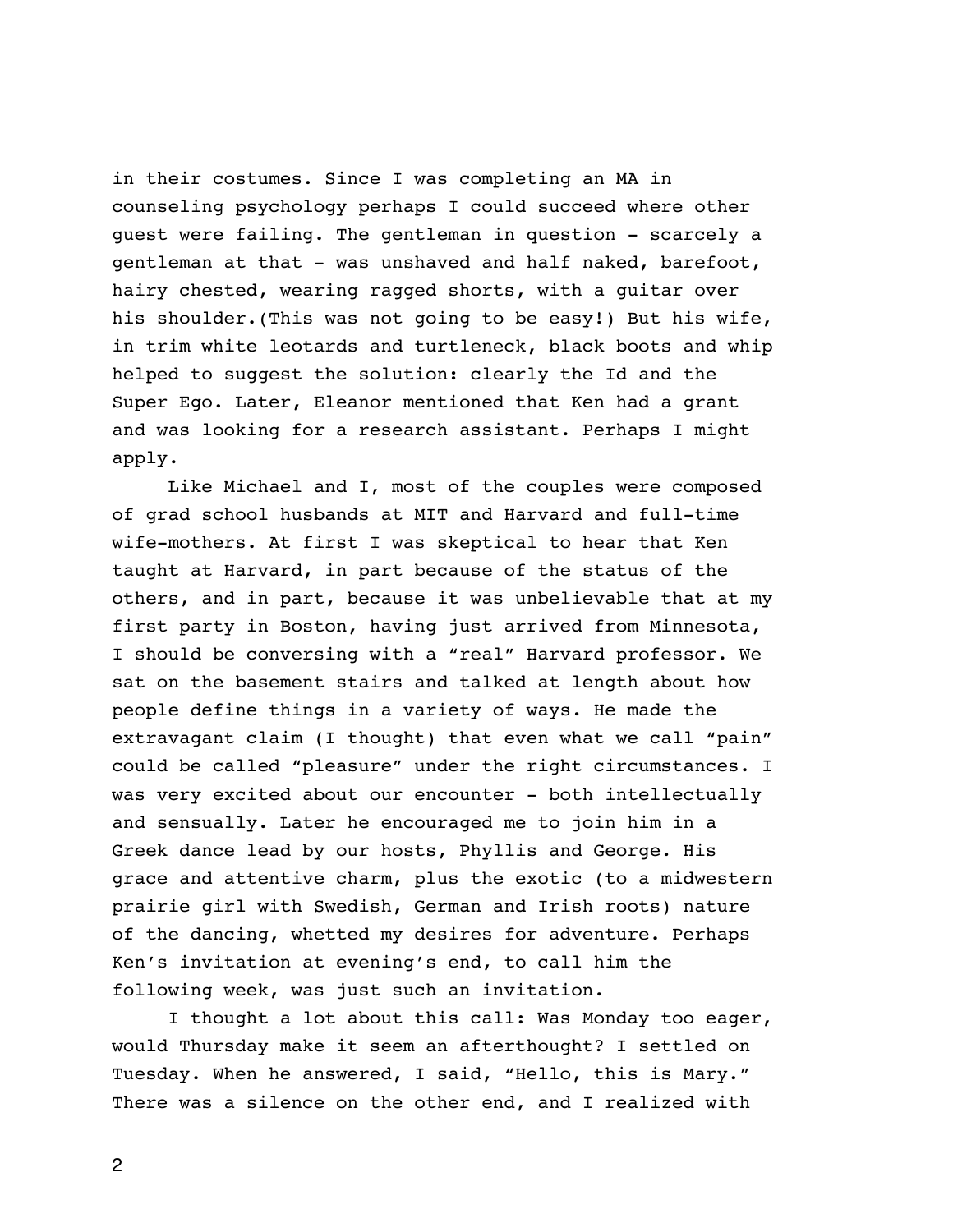in their costumes. Since I was completing an MA in counseling psychology perhaps I could succeed where other guest were failing. The gentleman in question - scarcely a gentleman at that - was unshaved and half naked, barefoot, hairy chested, wearing ragged shorts, with a guitar over his shoulder.(This was not going to be easy!) But his wife, in trim white leotards and turtleneck, black boots and whip helped to suggest the solution: clearly the Id and the Super Ego. Later, Eleanor mentioned that Ken had a grant and was looking for a research assistant. Perhaps I might apply.

Like Michael and I, most of the couples were composed of grad school husbands at MIT and Harvard and full-time wife-mothers. At first I was skeptical to hear that Ken taught at Harvard, in part because of the status of the others, and in part, because it was unbelievable that at my first party in Boston, having just arrived from Minnesota, I should be conversing with a "real" Harvard professor. We sat on the basement stairs and talked at length about how people define things in a variety of ways. He made the extravagant claim (I thought) that even what we call "pain" could be called "pleasure" under the right circumstances. I was very excited about our encounter - both intellectually and sensually. Later he encouraged me to join him in a Greek dance lead by our hosts, Phyllis and George. His grace and attentive charm, plus the exotic (to a midwestern prairie girl with Swedish, German and Irish roots) nature of the dancing, whetted my desires for adventure. Perhaps Ken's invitation at evening's end, to call him the following week, was just such an invitation.

I thought a lot about this call: Was Monday too eager, would Thursday make it seem an afterthought? I settled on Tuesday. When he answered, I said, "Hello, this is Mary." There was a silence on the other end, and I realized with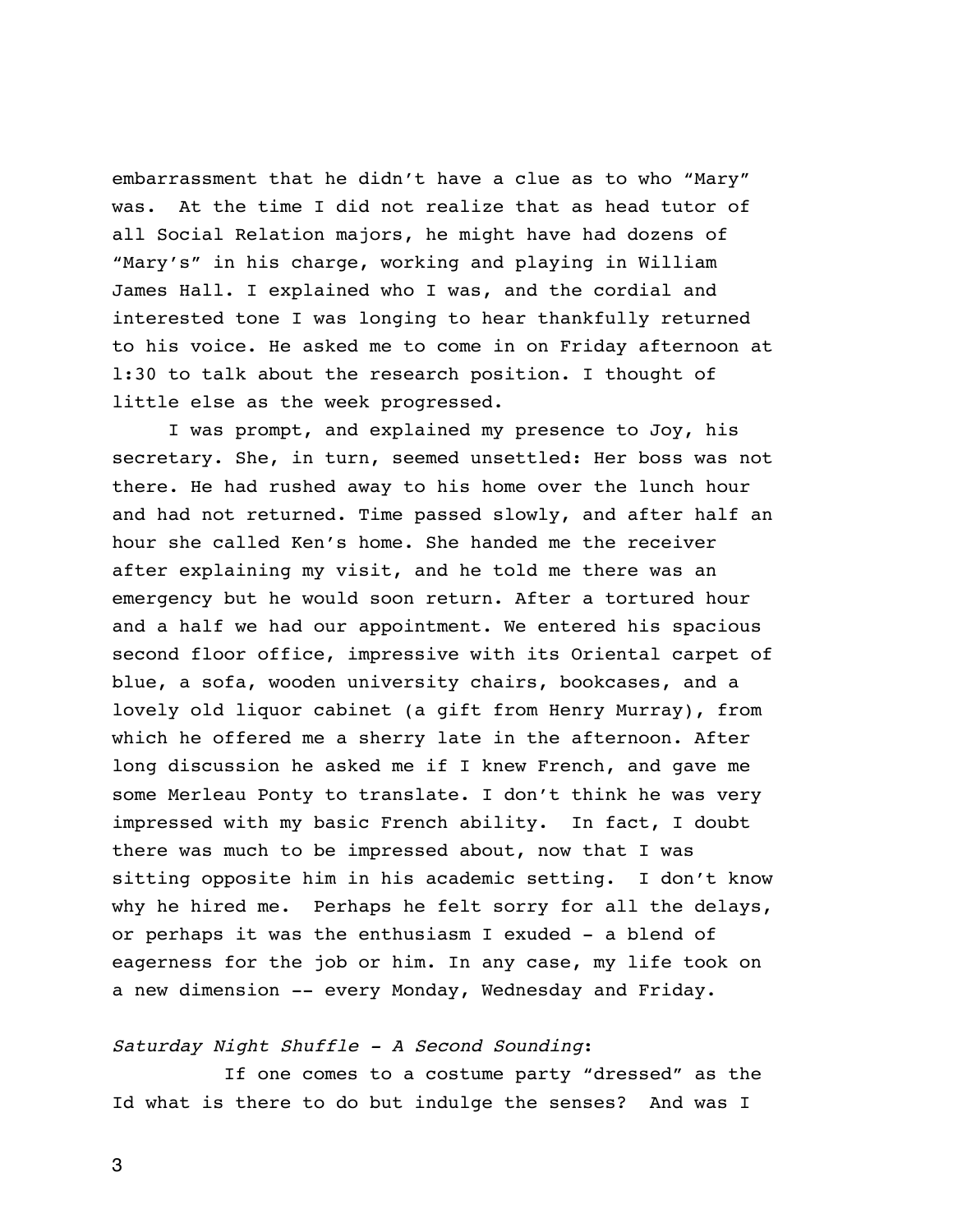embarrassment that he didn't have a clue as to who "Mary" was. At the time I did not realize that as head tutor of all Social Relation majors, he might have had dozens of "Mary's" in his charge, working and playing in William James Hall. I explained who I was, and the cordial and interested tone I was longing to hear thankfully returned to his voice. He asked me to come in on Friday afternoon at l:30 to talk about the research position. I thought of little else as the week progressed.

I was prompt, and explained my presence to Joy, his secretary. She, in turn, seemed unsettled: Her boss was not there. He had rushed away to his home over the lunch hour and had not returned. Time passed slowly, and after half an hour she called Ken's home. She handed me the receiver after explaining my visit, and he told me there was an emergency but he would soon return. After a tortured hour and a half we had our appointment. We entered his spacious second floor office, impressive with its Oriental carpet of blue, a sofa, wooden university chairs, bookcases, and a lovely old liquor cabinet (a gift from Henry Murray), from which he offered me a sherry late in the afternoon. After long discussion he asked me if I knew French, and gave me some Merleau Ponty to translate. I don't think he was very impressed with my basic French ability. In fact, I doubt there was much to be impressed about, now that I was sitting opposite him in his academic setting. I don't know why he hired me. Perhaps he felt sorry for all the delays, or perhaps it was the enthusiasm I exuded - a blend of eagerness for the job or him. In any case, my life took on a new dimension -- every Monday, Wednesday and Friday.

*Saturday Night Shuffle - A Second Sounding*:

If one comes to a costume party "dressed" as the Id what is there to do but indulge the senses? And was I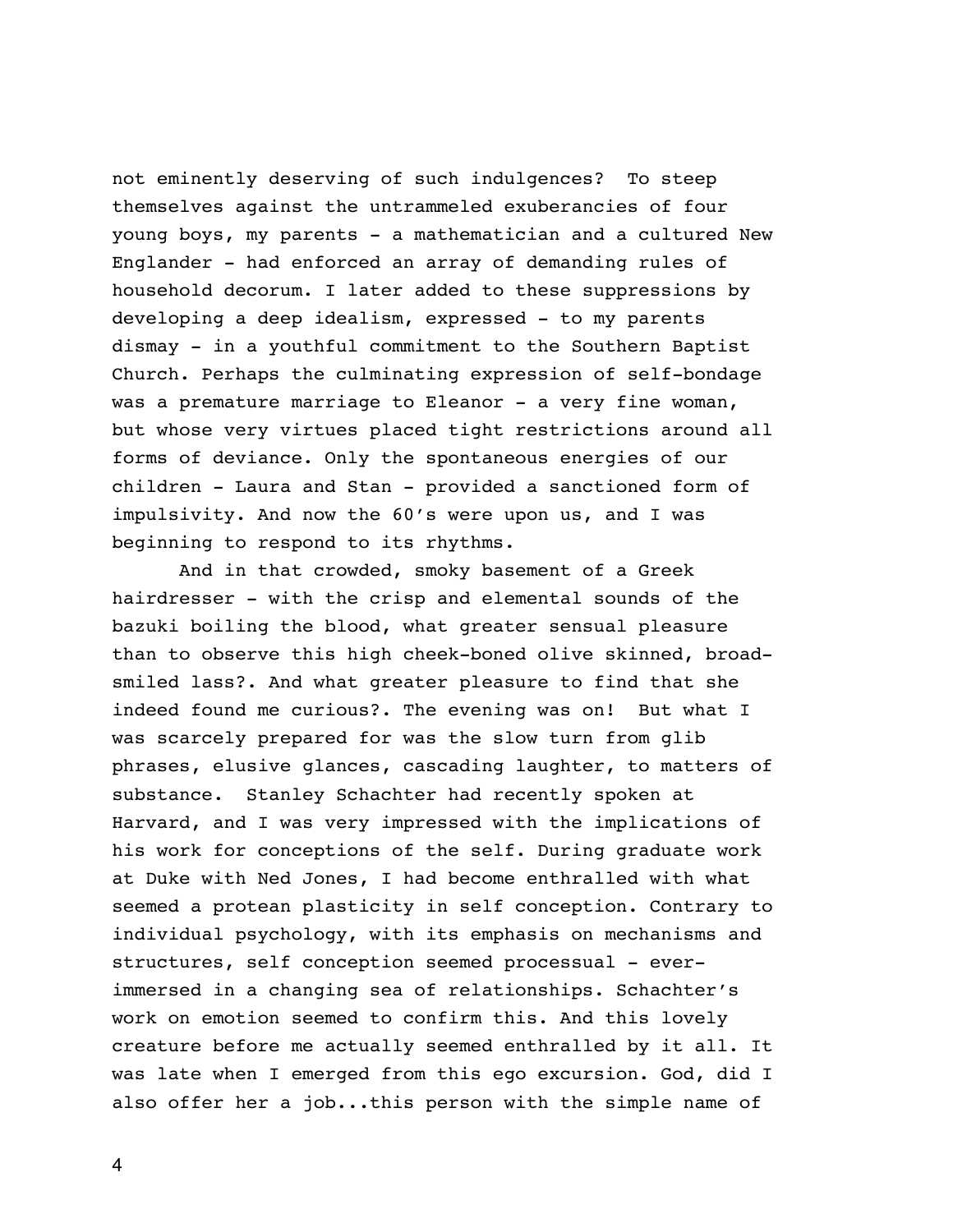not eminently deserving of such indulgences?  To steep themselves against the untrammeled exuberancies of four young boys, my parents - a mathematician and a cultured New Englander - had enforced an array of demanding rules of household decorum. I later added to these suppressions by developing a deep idealism, expressed - to my parents dismay - in a youthful commitment to the Southern Baptist Church. Perhaps the culminating expression of self-bondage was a premature marriage to Eleanor - a very fine woman, but whose very virtues placed tight restrictions around all forms of deviance. Only the spontaneous energies of our children - Laura and Stan - provided a sanctioned form of impulsivity. And now the 60's were upon us, and I was beginning to respond to its rhythms.

And in that crowded, smoky basement of a Greek hairdresser - with the crisp and elemental sounds of the bazuki boiling the blood, what greater sensual pleasure than to observe this high cheek-boned olive skinned, broad-smiled lass?. And what greater pleasure to find that she indeed found me curious?. The evening was on!  But what I was scarcely prepared for was the slow turn from glib phrases, elusive glances, cascading laughter, to matters of substance.  Stanley Schachter had recently spoken at Harvard, and I was very impressed with the implications of his work for conceptions of the self. During graduate work at Duke with Ned Jones, I had become enthralled with what seemed a protean plasticity in self conception. Contrary to individual psychology, with its emphasis on mechanisms and structures, self conception seemed processual - ever-immersed in a changing sea of relationships. Schachter's work on emotion seemed to confirm this. And this lovely creature before me actually seemed enthralled by it all. It was late when I emerged from this ego excursion. God, did I also offer her a job...this person with the simple name of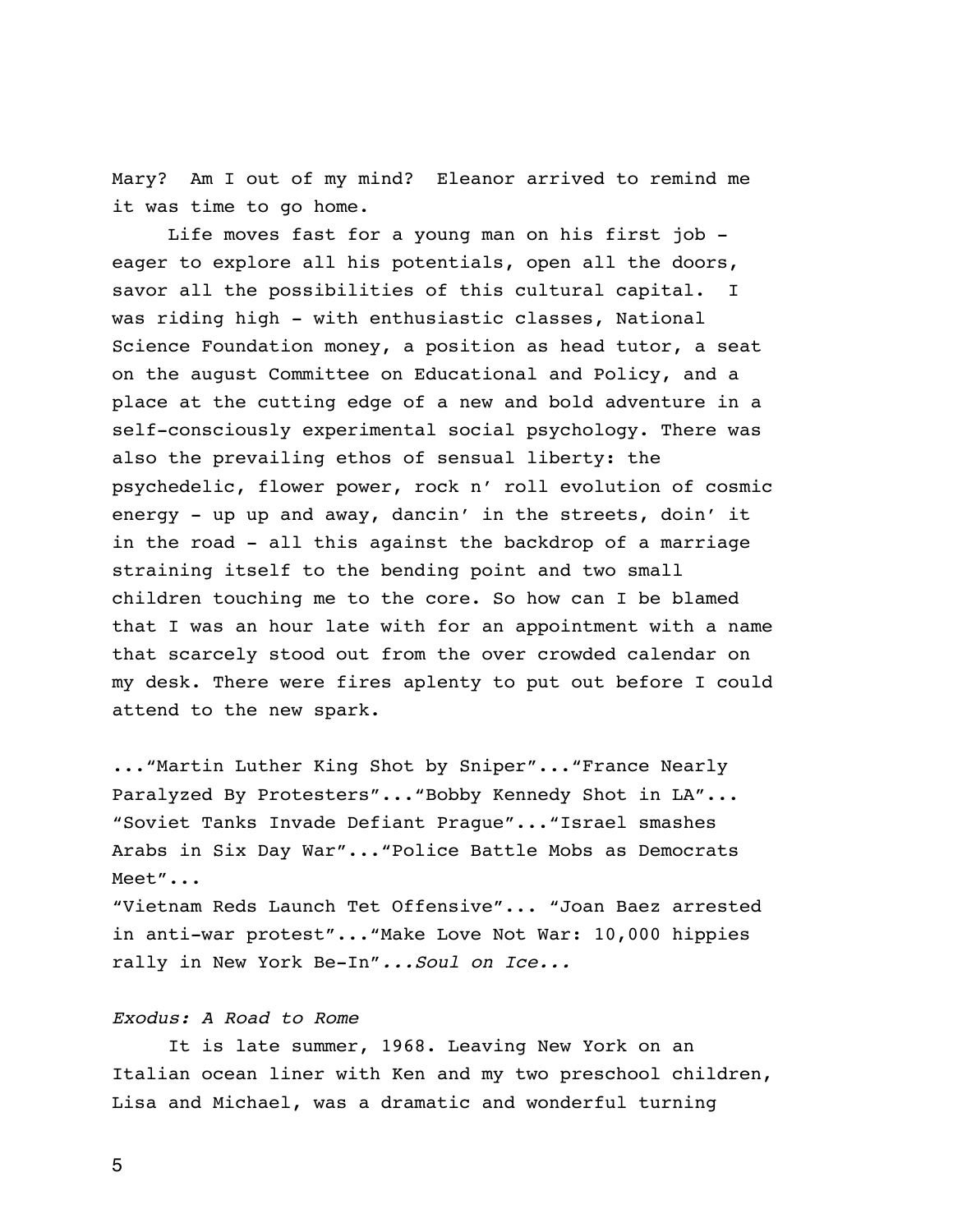Mary? Am I out of my mind? Eleanor arrived to remind me it was time to go home.

Life moves fast for a young man on his first job - eager to explore all his potentials, open all the doors, savor all the possibilities of this cultural capital. I was riding high - with enthusiastic classes, National Science Foundation money, a position as head tutor, a seat on the august Committee on Educational and Policy, and a place at the cutting edge of a new and bold adventure in a self-consciously experimental social psychology. There was also the prevailing ethos of sensual liberty: the psychedelic, flower power, rock n' roll evolution of cosmic energy - up up and away, dancin' in the streets, doin' it in the road - all this against the backdrop of a marriage straining itself to the bending point and two small children touching me to the core. So how can I be blamed that I was an hour late with for an appointment with a name that scarcely stood out from the over crowded calendar on my desk. There were fires aplenty to put out before I could attend to the new spark.

..."Martin Luther King Shot by Sniper"..."France Nearly Paralyzed By Protesters"..."Bobby Kennedy Shot in LA"... "Soviet Tanks Invade Defiant Prague"..."Israel smashes Arabs in Six Day War"..."Police Battle Mobs as Democrats Meet"...
"Vietnam Reds Launch Tet Offensive"... "Joan Baez arrested in anti-war protest"..."Make Love Not War: 10,000 hippies rally in New York Be-In"*...Soul on Ice...*

*Exodus: A Road to Rome*

It is late summer, 1968. Leaving New York on an Italian ocean liner with Ken and my two preschool children, Lisa and Michael, was a dramatic and wonderful turning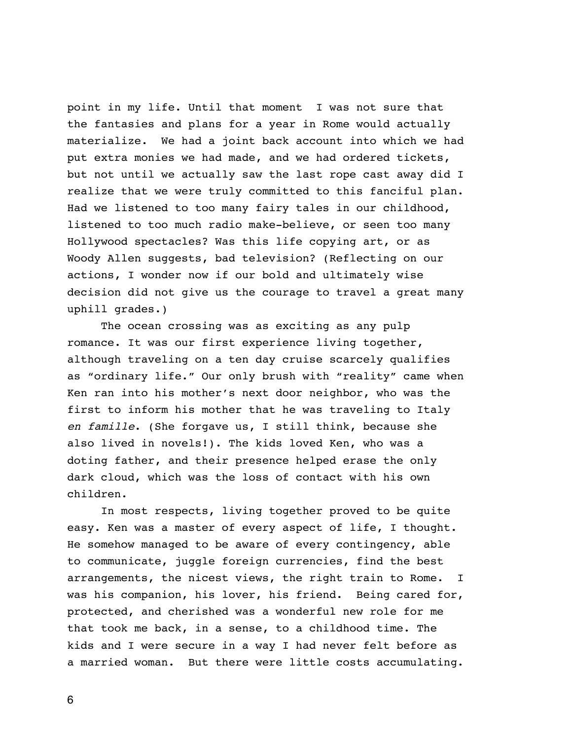point in my life. Until that moment I was not sure that the fantasies and plans for a year in Rome would actually materialize. We had a joint back account into which we had put extra monies we had made, and we had ordered tickets, but not until we actually saw the last rope cast away did I realize that we were truly committed to this fanciful plan. Had we listened to too many fairy tales in our childhood, listened to too much radio make-believe, or seen too many Hollywood spectacles? Was this life copying art, or as Woody Allen suggests, bad television? (Reflecting on our actions, I wonder now if our bold and ultimately wise decision did not give us the courage to travel a great many uphill grades.)

The ocean crossing was as exciting as any pulp romance. It was our first experience living together, although traveling on a ten day cruise scarcely qualifies as "ordinary life." Our only brush with "reality" came when Ken ran into his mother's next door neighbor, who was the first to inform his mother that he was traveling to Italy *en famille*. (She forgave us, I still think, because she also lived in novels!). The kids loved Ken, who was a doting father, and their presence helped erase the only dark cloud, which was the loss of contact with his own children.

In most respects, living together proved to be quite easy. Ken was a master of every aspect of life, I thought. He somehow managed to be aware of every contingency, able to communicate, juggle foreign currencies, find the best arrangements, the nicest views, the right train to Rome. I was his companion, his lover, his friend. Being cared for, protected, and cherished was a wonderful new role for me that took me back, in a sense, to a childhood time. The kids and I were secure in a way I had never felt before as a married woman. But there were little costs accumulating.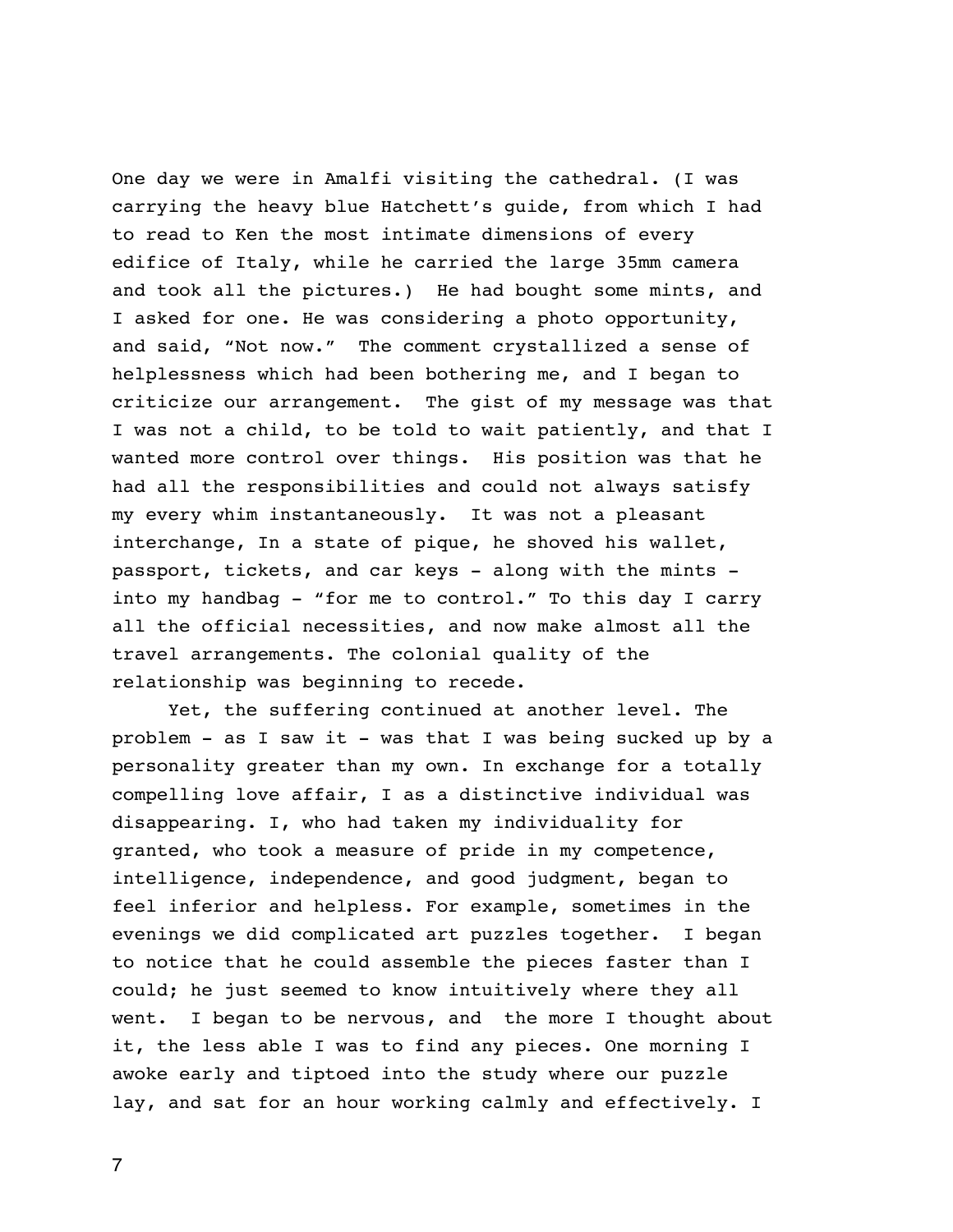One day we were in Amalfi visiting the cathedral. (I was carrying the heavy blue Hatchett's guide, from which I had to read to Ken the most intimate dimensions of every edifice of Italy, while he carried the large 35mm camera and took all the pictures.) He had bought some mints, and I asked for one. He was considering a photo opportunity, and said, "Not now." The comment crystallized a sense of helplessness which had been bothering me, and I began to criticize our arrangement. The gist of my message was that I was not a child, to be told to wait patiently, and that I wanted more control over things. His position was that he had all the responsibilities and could not always satisfy my every whim instantaneously. It was not a pleasant interchange, In a state of pique, he shoved his wallet, passport, tickets, and car keys - along with the mints - into my handbag - "for me to control." To this day I carry all the official necessities, and now make almost all the travel arrangements. The colonial quality of the relationship was beginning to recede.

Yet, the suffering continued at another level. The problem - as I saw it - was that I was being sucked up by a personality greater than my own. In exchange for a totally compelling love affair, I as a distinctive individual was disappearing. I, who had taken my individuality for granted, who took a measure of pride in my competence, intelligence, independence, and good judgment, began to feel inferior and helpless. For example, sometimes in the evenings we did complicated art puzzles together. I began to notice that he could assemble the pieces faster than I could; he just seemed to know intuitively where they all went. I began to be nervous, and the more I thought about it, the less able I was to find any pieces. One morning I awoke early and tiptoed into the study where our puzzle lay, and sat for an hour working calmly and effectively. I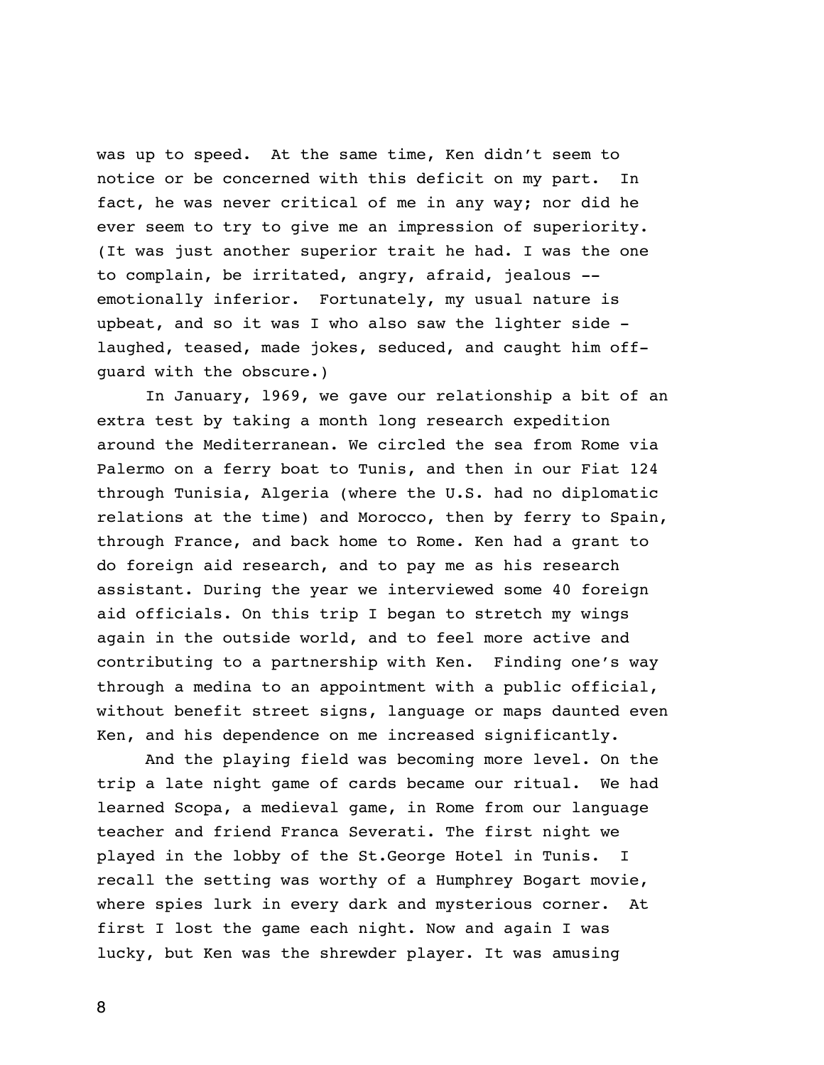was up to speed. At the same time, Ken didn't seem to notice or be concerned with this deficit on my part. In fact, he was never critical of me in any way; nor did he ever seem to try to give me an impression of superiority. (It was just another superior trait he had. I was the one to complain, be irritated, angry, afraid, jealous -- emotionally inferior. Fortunately, my usual nature is upbeat, and so it was I who also saw the lighter side - laughed, teased, made jokes, seduced, and caught him off-guard with the obscure.)

In January, l969, we gave our relationship a bit of an extra test by taking a month long research expedition around the Mediterranean. We circled the sea from Rome via Palermo on a ferry boat to Tunis, and then in our Fiat 124 through Tunisia, Algeria (where the U.S. had no diplomatic relations at the time) and Morocco, then by ferry to Spain, through France, and back home to Rome. Ken had a grant to do foreign aid research, and to pay me as his research assistant. During the year we interviewed some 40 foreign aid officials. On this trip I began to stretch my wings again in the outside world, and to feel more active and contributing to a partnership with Ken. Finding one's way through a medina to an appointment with a public official, without benefit street signs, language or maps daunted even Ken, and his dependence on me increased significantly.

And the playing field was becoming more level. On the trip a late night game of cards became our ritual. We had learned Scopa, a medieval game, in Rome from our language teacher and friend Franca Severati. The first night we played in the lobby of the St.George Hotel in Tunis. I recall the setting was worthy of a Humphrey Bogart movie, where spies lurk in every dark and mysterious corner. At first I lost the game each night. Now and again I was lucky, but Ken was the shrewder player. It was amusing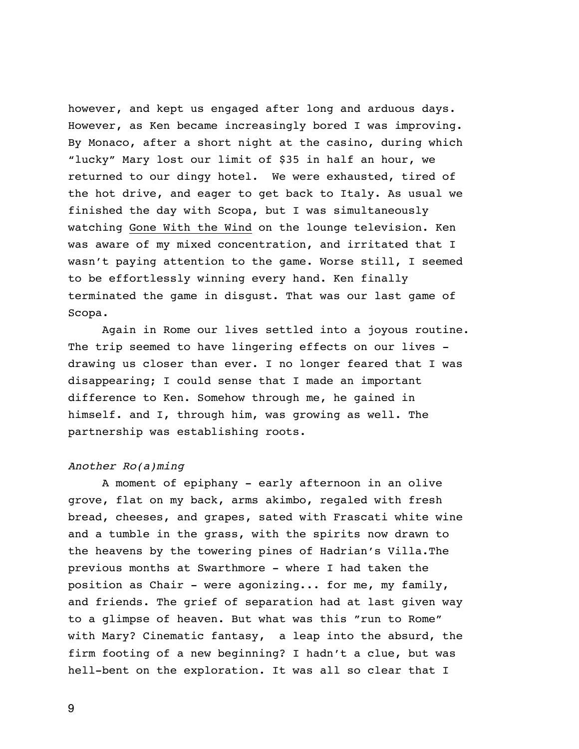however, and kept us engaged after long and arduous days. However, as Ken became increasingly bored I was improving. By Monaco, after a short night at the casino, during which "lucky" Mary lost our limit of $35 in half an hour, we returned to our dingy hotel.  We were exhausted, tired of the hot drive, and eager to get back to Italy. As usual we finished the day with Scopa, but I was simultaneously watching <u>Gone With the Wind</u> on the lounge television. Ken was aware of my mixed concentration, and irritated that I wasn't paying attention to the game. Worse still, I seemed to be effortlessly winning every hand. Ken finally terminated the game in disgust. That was our last game of Scopa.

Again in Rome our lives settled into a joyous routine. The trip seemed to have lingering effects on our lives - drawing us closer than ever. I no longer feared that I was disappearing; I could sense that I made an important difference to Ken. Somehow through me, he gained in himself. and I, through him, was growing as well. The partnership was establishing roots.

*Another Ro(a)ming*

A moment of epiphany - early afternoon in an olive grove, flat on my back, arms akimbo, regaled with fresh bread, cheeses, and grapes, sated with Frascati white wine and a tumble in the grass, with the spirits now drawn to the heavens by the towering pines of Hadrian's Villa.The previous months at Swarthmore - where I had taken the position as Chair - were agonizing... for me, my family, and friends. The grief of separation had at last given way to a glimpse of heaven. But what was this "run to Rome" with Mary? Cinematic fantasy,  a leap into the absurd, the firm footing of a new beginning? I hadn't a clue, but was hell-bent on the exploration. It was all so clear that I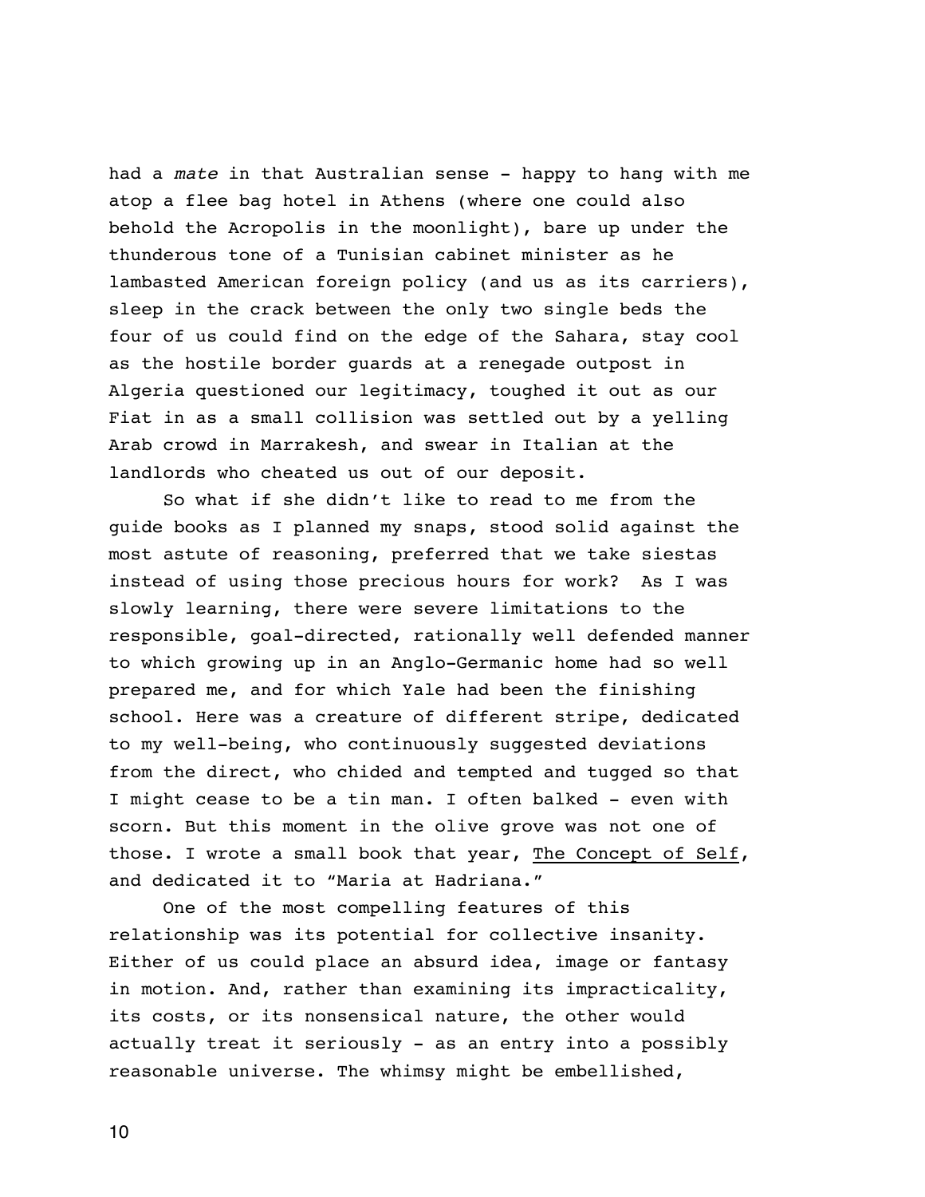had a *mate* in that Australian sense - happy to hang with me atop a flee bag hotel in Athens (where one could also behold the Acropolis in the moonlight), bare up under the thunderous tone of a Tunisian cabinet minister as he lambasted American foreign policy (and us as its carriers), sleep in the crack between the only two single beds the four of us could find on the edge of the Sahara, stay cool as the hostile border guards at a renegade outpost in Algeria questioned our legitimacy, toughed it out as our Fiat in as a small collision was settled out by a yelling Arab crowd in Marrakesh, and swear in Italian at the landlords who cheated us out of our deposit.

So what if she didn't like to read to me from the guide books as I planned my snaps, stood solid against the most astute of reasoning, preferred that we take siestas instead of using those precious hours for work? As I was slowly learning, there were severe limitations to the responsible, goal-directed, rationally well defended manner to which growing up in an Anglo-Germanic home had so well prepared me, and for which Yale had been the finishing school. Here was a creature of different stripe, dedicated to my well-being, who continuously suggested deviations from the direct, who chided and tempted and tugged so that I might cease to be a tin man. I often balked - even with scorn. But this moment in the olive grove was not one of those. I wrote a small book that year, <u>The Concept of Self</u>, and dedicated it to "Maria at Hadriana."

One of the most compelling features of this relationship was its potential for collective insanity. Either of us could place an absurd idea, image or fantasy in motion. And, rather than examining its impracticality, its costs, or its nonsensical nature, the other would actually treat it seriously - as an entry into a possibly reasonable universe. The whimsy might be embellished,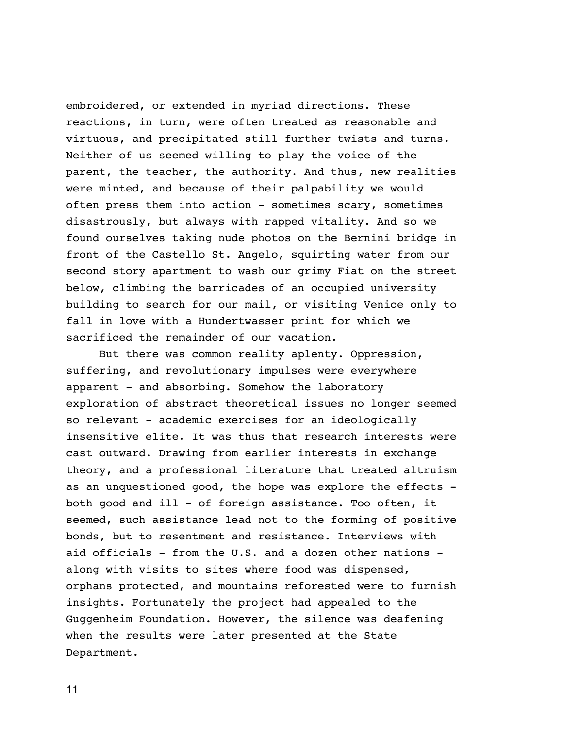embroidered, or extended in myriad directions. These reactions, in turn, were often treated as reasonable and virtuous, and precipitated still further twists and turns. Neither of us seemed willing to play the voice of the parent, the teacher, the authority. And thus, new realities were minted, and because of their palpability we would often press them into action - sometimes scary, sometimes disastrously, but always with rapped vitality. And so we found ourselves taking nude photos on the Bernini bridge in front of the Castello St. Angelo, squirting water from our second story apartment to wash our grimy Fiat on the street below, climbing the barricades of an occupied university building to search for our mail, or visiting Venice only to fall in love with a Hundertwasser print for which we sacrificed the remainder of our vacation.

But there was common reality aplenty. Oppression, suffering, and revolutionary impulses were everywhere apparent - and absorbing. Somehow the laboratory exploration of abstract theoretical issues no longer seemed so relevant - academic exercises for an ideologically insensitive elite. It was thus that research interests were cast outward. Drawing from earlier interests in exchange theory, and a professional literature that treated altruism as an unquestioned good, the hope was explore the effects - both good and ill - of foreign assistance. Too often, it seemed, such assistance lead not to the forming of positive bonds, but to resentment and resistance. Interviews with aid officials - from the U.S. and a dozen other nations - along with visits to sites where food was dispensed, orphans protected, and mountains reforested were to furnish insights. Fortunately the project had appealed to the Guggenheim Foundation. However, the silence was deafening when the results were later presented at the State Department.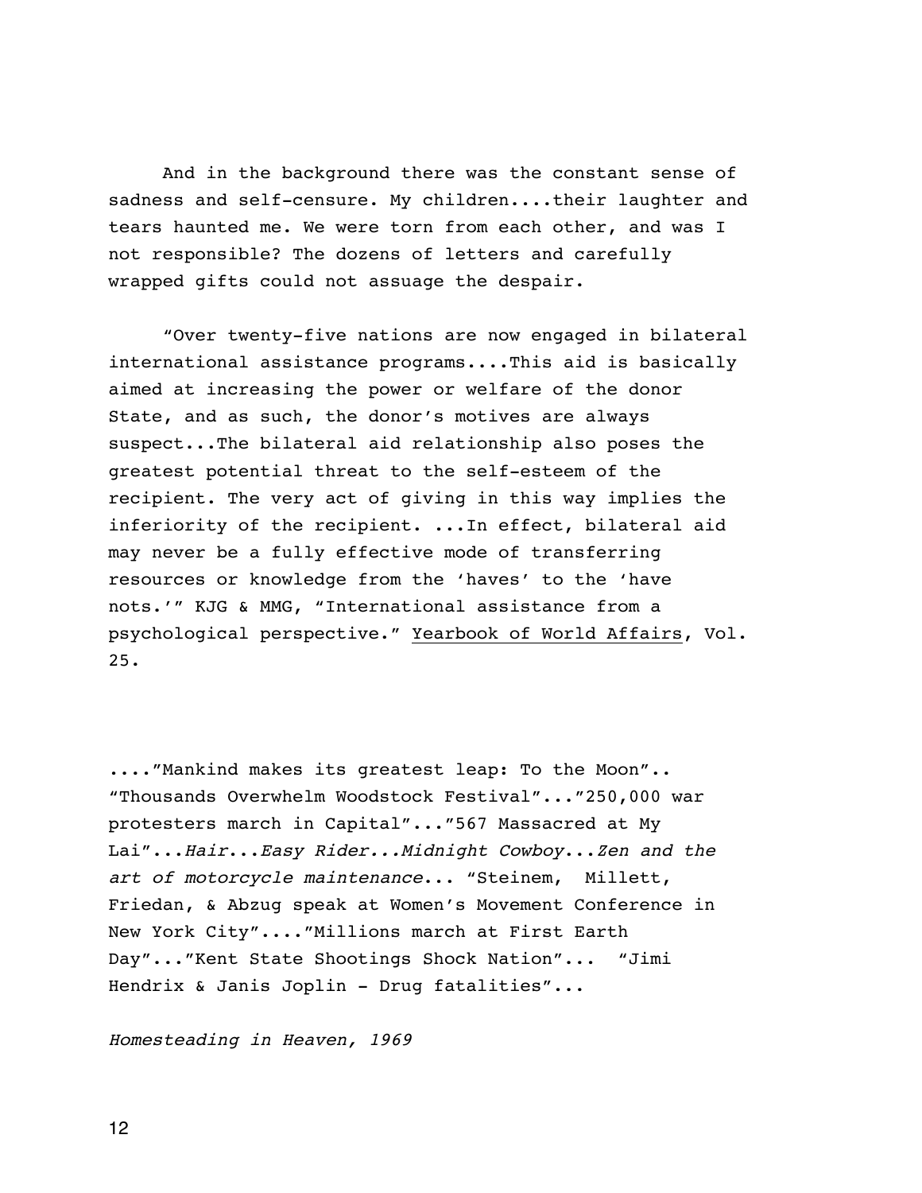And in the background there was the constant sense of sadness and self-censure. My children....their laughter and tears haunted me. We were torn from each other, and was I not responsible? The dozens of letters and carefully wrapped gifts could not assuage the despair.

"Over twenty-five nations are now engaged in bilateral international assistance programs....This aid is basically aimed at increasing the power or welfare of the donor State, and as such, the donor's motives are always suspect...The bilateral aid relationship also poses the greatest potential threat to the self-esteem of the recipient. The very act of giving in this way implies the inferiority of the recipient. ...In effect, bilateral aid may never be a fully effective mode of transferring resources or knowledge from the 'haves' to the 'have nots.'" KJG & MMG, "International assistance from a psychological perspective." Yearbook of World Affairs, Vol. 25.

...."Mankind makes its greatest leap: To the Moon".. "Thousands Overwhelm Woodstock Festival"..."250,000 war protesters march in Capital"..."567 Massacred at My Lai"...*Hair*...*Easy Rider*...*Midnight Cowboy*...*Zen and the art of motorcycle maintenance*... "Steinem, Millett, Friedan, & Abzug speak at Women's Movement Conference in New York City"...."Millions march at First Earth Day"..."Kent State Shootings Shock Nation"... "Jimi Hendrix & Janis Joplin - Drug fatalities"...

*Homesteading in Heaven, 1969*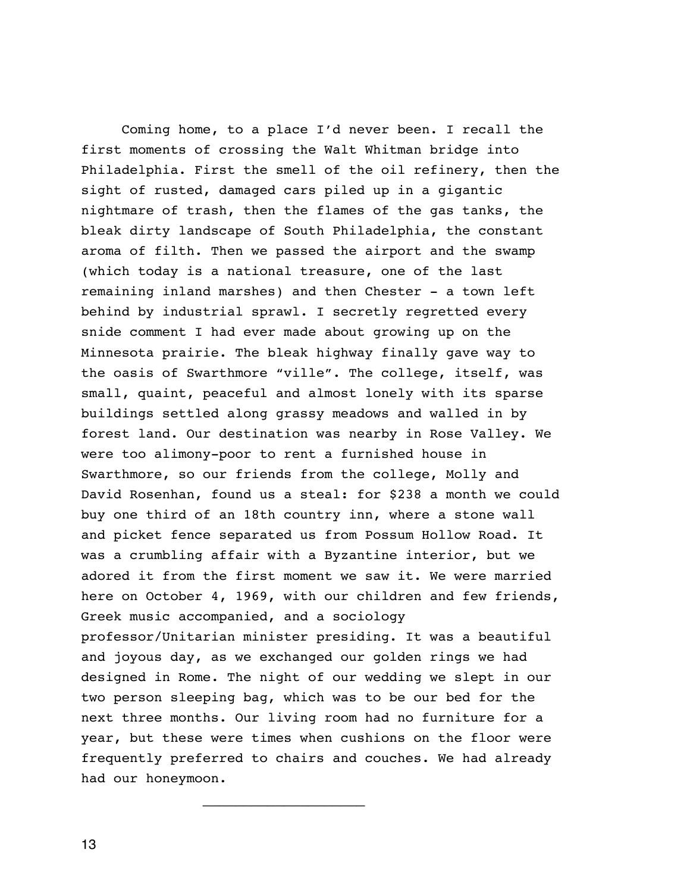Coming home, to a place I'd never been. I recall the first moments of crossing the Walt Whitman bridge into Philadelphia. First the smell of the oil refinery, then the sight of rusted, damaged cars piled up in a gigantic nightmare of trash, then the flames of the gas tanks, the bleak dirty landscape of South Philadelphia, the constant aroma of filth. Then we passed the airport and the swamp (which today is a national treasure, one of the last remaining inland marshes) and then Chester - a town left behind by industrial sprawl. I secretly regretted every snide comment I had ever made about growing up on the Minnesota prairie. The bleak highway finally gave way to the oasis of Swarthmore "ville". The college, itself, was small, quaint, peaceful and almost lonely with its sparse buildings settled along grassy meadows and walled in by forest land. Our destination was nearby in Rose Valley. We were too alimony-poor to rent a furnished house in Swarthmore, so our friends from the college, Molly and David Rosenhan, found us a steal: for $238 a month we could buy one third of an 18th country inn, where a stone wall and picket fence separated us from Possum Hollow Road. It was a crumbling affair with a Byzantine interior, but we adored it from the first moment we saw it. We were married here on October 4, 1969, with our children and few friends, Greek music accompanied, and a sociology professor/Unitarian minister presiding. It was a beautiful and joyous day, as we exchanged our golden rings we had designed in Rome. The night of our wedding we slept in our two person sleeping bag, which was to be our bed for the next three months. Our living room had no furniture for a year, but these were times when cushions on the floor were frequently preferred to chairs and couches. We had already had our honeymoon.

---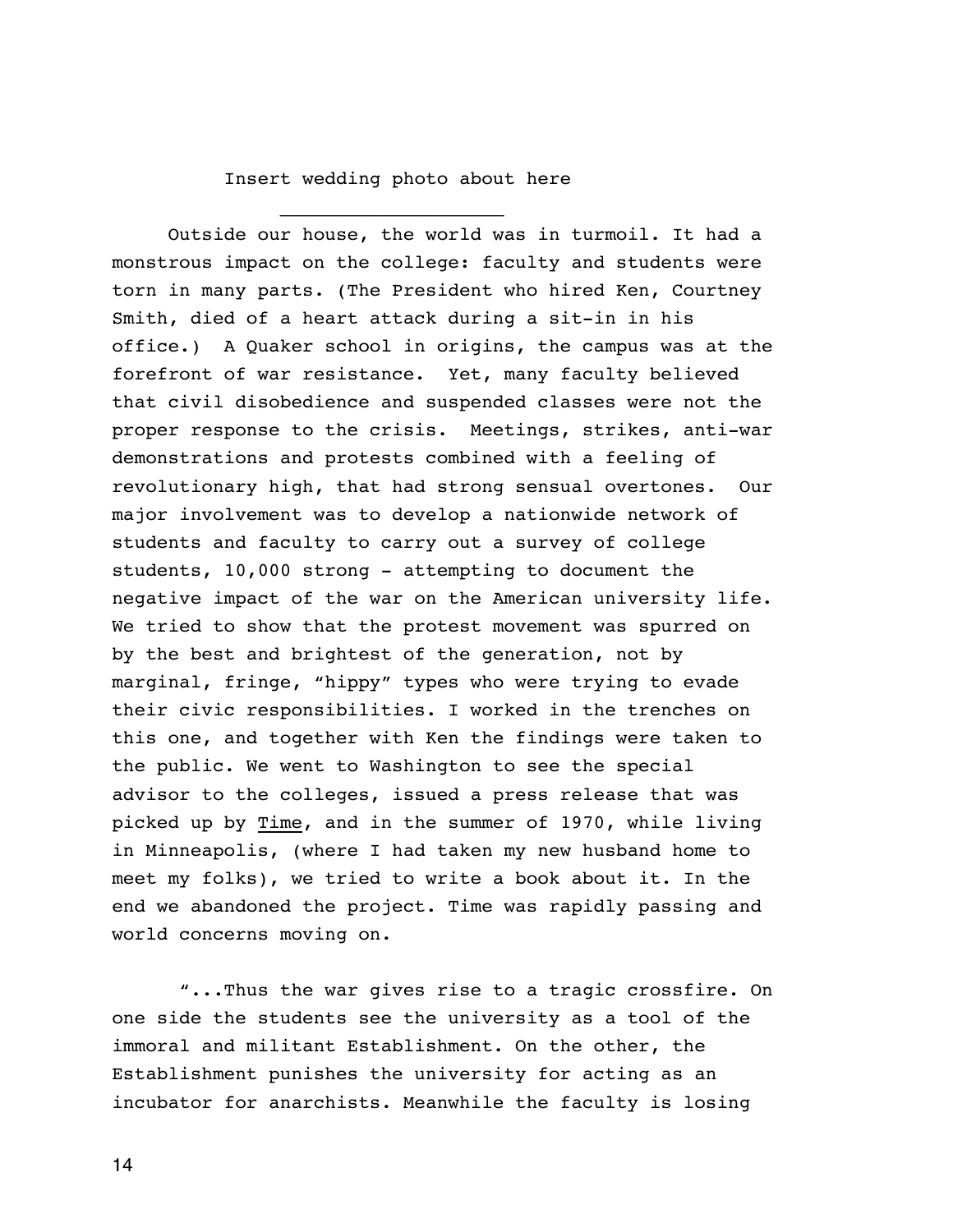Insert wedding photo about here

---

Outside our house, the world was in turmoil. It had a monstrous impact on the college: faculty and students were torn in many parts. (The President who hired Ken, Courtney Smith, died of a heart attack during a sit-in in his office.) A Quaker school in origins, the campus was at the forefront of war resistance. Yet, many faculty believed that civil disobedience and suspended classes were not the proper response to the crisis. Meetings, strikes, anti-war demonstrations and protests combined with a feeling of revolutionary high, that had strong sensual overtones. Our major involvement was to develop a nationwide network of students and faculty to carry out a survey of college students, 10,000 strong - attempting to document the negative impact of the war on the American university life. We tried to show that the protest movement was spurred on by the best and brightest of the generation, not by marginal, fringe, "hippy" types who were trying to evade their civic responsibilities. I worked in the trenches on this one, and together with Ken the findings were taken to the public. We went to Washington to see the special advisor to the colleges, issued a press release that was picked up by <u>Time</u>, and in the summer of 1970, while living in Minneapolis, (where I had taken my new husband home to meet my folks), we tried to write a book about it. In the end we abandoned the project. Time was rapidly passing and world concerns moving on.

"...Thus the war gives rise to a tragic crossfire. On one side the students see the university as a tool of the immoral and militant Establishment. On the other, the Establishment punishes the university for acting as an incubator for anarchists. Meanwhile the faculty is losing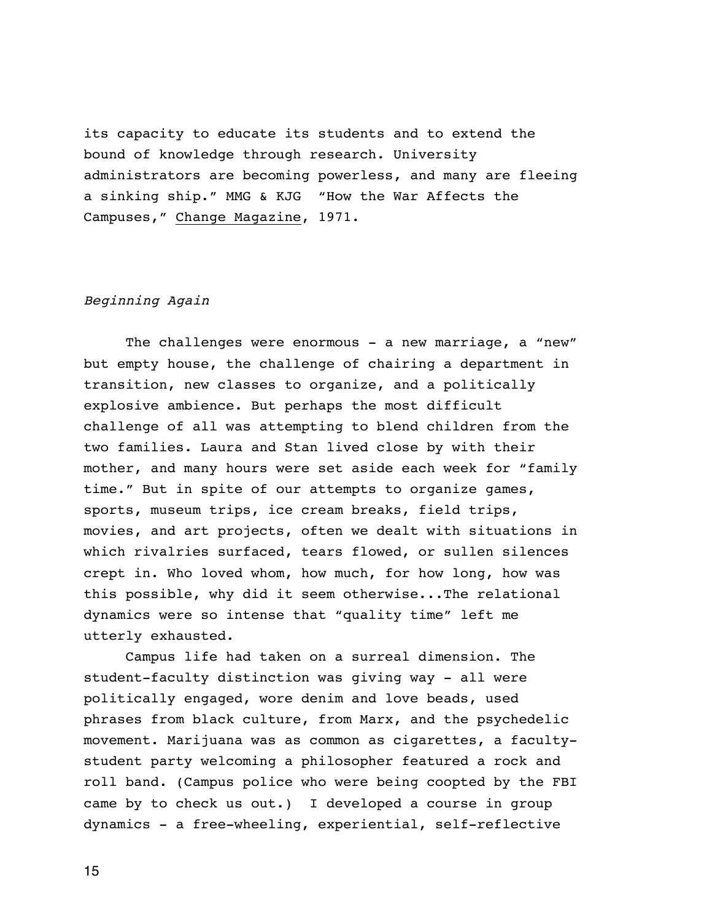its capacity to educate its students and to extend the bound of knowledge through research. University administrators are becoming powerless, and many are fleeing a sinking ship." MMG & KJG "How the War Affects the Campuses," Change Magazine, 1971.

*Beginning Again*

The challenges were enormous - a new marriage, a "new" but empty house, the challenge of chairing a department in transition, new classes to organize, and a politically explosive ambience. But perhaps the most difficult challenge of all was attempting to blend children from the two families. Laura and Stan lived close by with their mother, and many hours were set aside each week for "family time." But in spite of our attempts to organize games, sports, museum trips, ice cream breaks, field trips, movies, and art projects, often we dealt with situations in which rivalries surfaced, tears flowed, or sullen silences crept in. Who loved whom, how much, for how long, how was this possible, why did it seem otherwise...The relational dynamics were so intense that "quality time" left me utterly exhausted.

Campus life had taken on a surreal dimension. The student-faculty distinction was giving way - all were politically engaged, wore denim and love beads, used phrases from black culture, from Marx, and the psychedelic movement. Marijuana was as common as cigarettes, a faculty-student party welcoming a philosopher featured a rock and roll band. (Campus police who were being coopted by the FBI came by to check us out.) I developed a course in group dynamics - a free-wheeling, experiential, self-reflective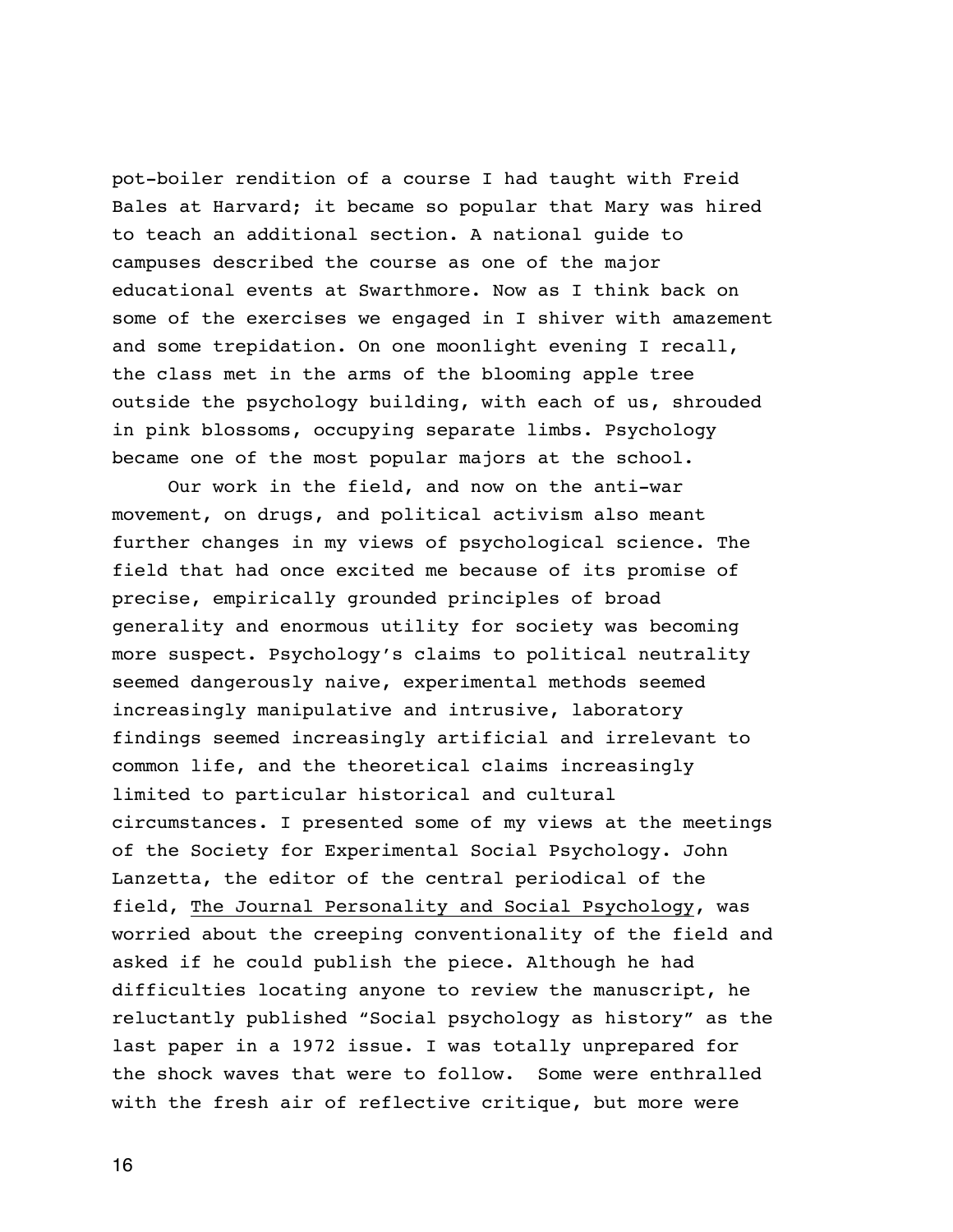pot-boiler rendition of a course I had taught with Freid Bales at Harvard; it became so popular that Mary was hired to teach an additional section. A national guide to campuses described the course as one of the major educational events at Swarthmore. Now as I think back on some of the exercises we engaged in I shiver with amazement and some trepidation. On one moonlight evening I recall, the class met in the arms of the blooming apple tree outside the psychology building, with each of us, shrouded in pink blossoms, occupying separate limbs. Psychology became one of the most popular majors at the school.

Our work in the field, and now on the anti-war movement, on drugs, and political activism also meant further changes in my views of psychological science. The field that had once excited me because of its promise of precise, empirically grounded principles of broad generality and enormous utility for society was becoming more suspect. Psychology's claims to political neutrality seemed dangerously naive, experimental methods seemed increasingly manipulative and intrusive, laboratory findings seemed increasingly artificial and irrelevant to common life, and the theoretical claims increasingly limited to particular historical and cultural circumstances. I presented some of my views at the meetings of the Society for Experimental Social Psychology. John Lanzetta, the editor of the central periodical of the field, <u>The Journal Personality and Social Psychology</u>, was worried about the creeping conventionality of the field and asked if he could publish the piece. Although he had difficulties locating anyone to review the manuscript, he reluctantly published "Social psychology as history" as the last paper in a 1972 issue. I was totally unprepared for the shock waves that were to follow. Some were enthralled with the fresh air of reflective critique, but more were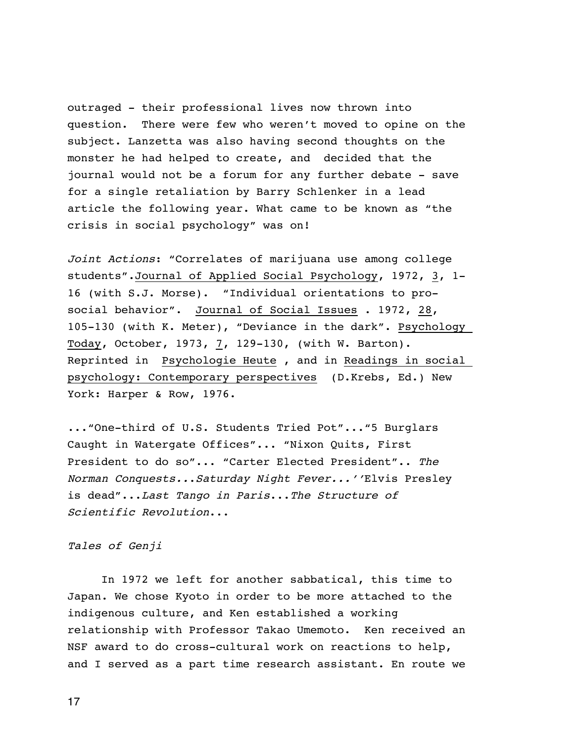outraged - their professional lives now thrown into question. There were few who weren't moved to opine on the subject. Lanzetta was also having second thoughts on the monster he had helped to create, and decided that the journal would not be a forum for any further debate - save for a single retaliation by Barry Schlenker in a lead article the following year. What came to be known as "the crisis in social psychology" was on!

*Joint Actions*: "Correlates of marijuana use among college students". Journal of Applied Social Psychology, 1972, 3, 1-16 (with S.J. Morse). "Individual orientations to prosocial behavior". Journal of Social Issues . 1972, 28, 105-130 (with K. Meter), "Deviance in the dark". Psychology Today, October, 1973, 7, 129-130, (with W. Barton). Reprinted in Psychologie Heute , and in Readings in social psychology: Contemporary perspectives (D.Krebs, Ed.) New York: Harper & Row, 1976.

..."One-third of U.S. Students Tried Pot"..."5 Burglars Caught in Watergate Offices"... "Nixon Quits, First President to do so"... "Carter Elected President".. *The Norman Conquests...Saturday Night Fever...*''Elvis Presley is dead"...*Last Tango in Paris*...*The Structure of Scientific Revolution*...

*Tales of Genji*

In 1972 we left for another sabbatical, this time to Japan. We chose Kyoto in order to be more attached to the indigenous culture, and Ken established a working relationship with Professor Takao Umemoto. Ken received an NSF award to do cross-cultural work on reactions to help, and I served as a part time research assistant. En route we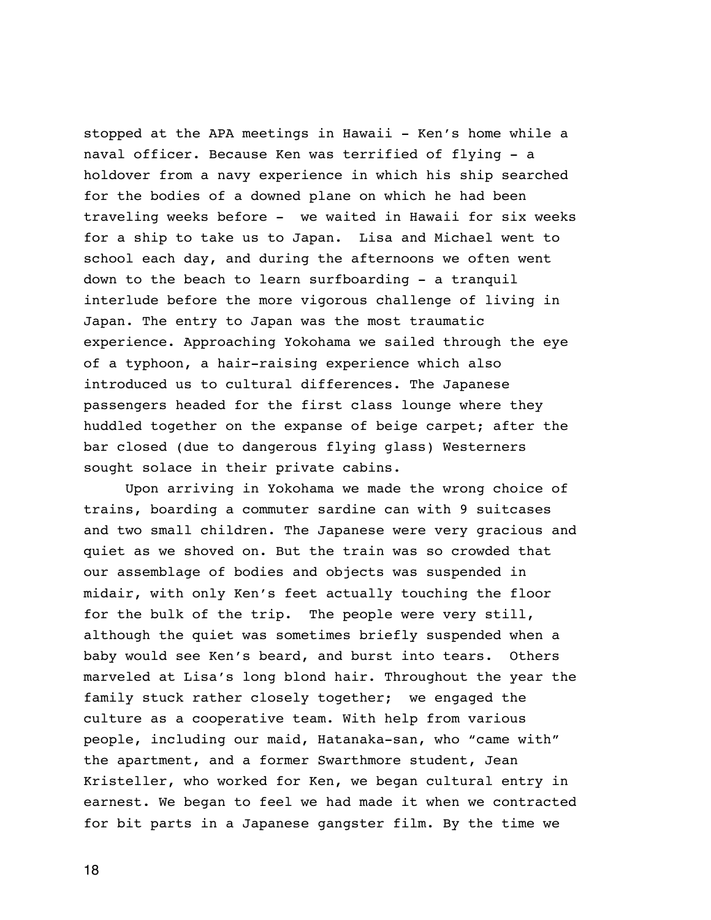stopped at the APA meetings in Hawaii - Ken's home while a naval officer. Because Ken was terrified of flying - a holdover from a navy experience in which his ship searched for the bodies of a downed plane on which he had been traveling weeks before - we waited in Hawaii for six weeks for a ship to take us to Japan. Lisa and Michael went to school each day, and during the afternoons we often went down to the beach to learn surfboarding - a tranquil interlude before the more vigorous challenge of living in Japan. The entry to Japan was the most traumatic experience. Approaching Yokohama we sailed through the eye of a typhoon, a hair-raising experience which also introduced us to cultural differences. The Japanese passengers headed for the first class lounge where they huddled together on the expanse of beige carpet; after the bar closed (due to dangerous flying glass) Westerners sought solace in their private cabins.

Upon arriving in Yokohama we made the wrong choice of trains, boarding a commuter sardine can with 9 suitcases and two small children. The Japanese were very gracious and quiet as we shoved on. But the train was so crowded that our assemblage of bodies and objects was suspended in midair, with only Ken's feet actually touching the floor for the bulk of the trip. The people were very still, although the quiet was sometimes briefly suspended when a baby would see Ken's beard, and burst into tears. Others marveled at Lisa's long blond hair. Throughout the year the family stuck rather closely together; we engaged the culture as a cooperative team. With help from various people, including our maid, Hatanaka-san, who "came with" the apartment, and a former Swarthmore student, Jean Kristeller, who worked for Ken, we began cultural entry in earnest. We began to feel we had made it when we contracted for bit parts in a Japanese gangster film. By the time we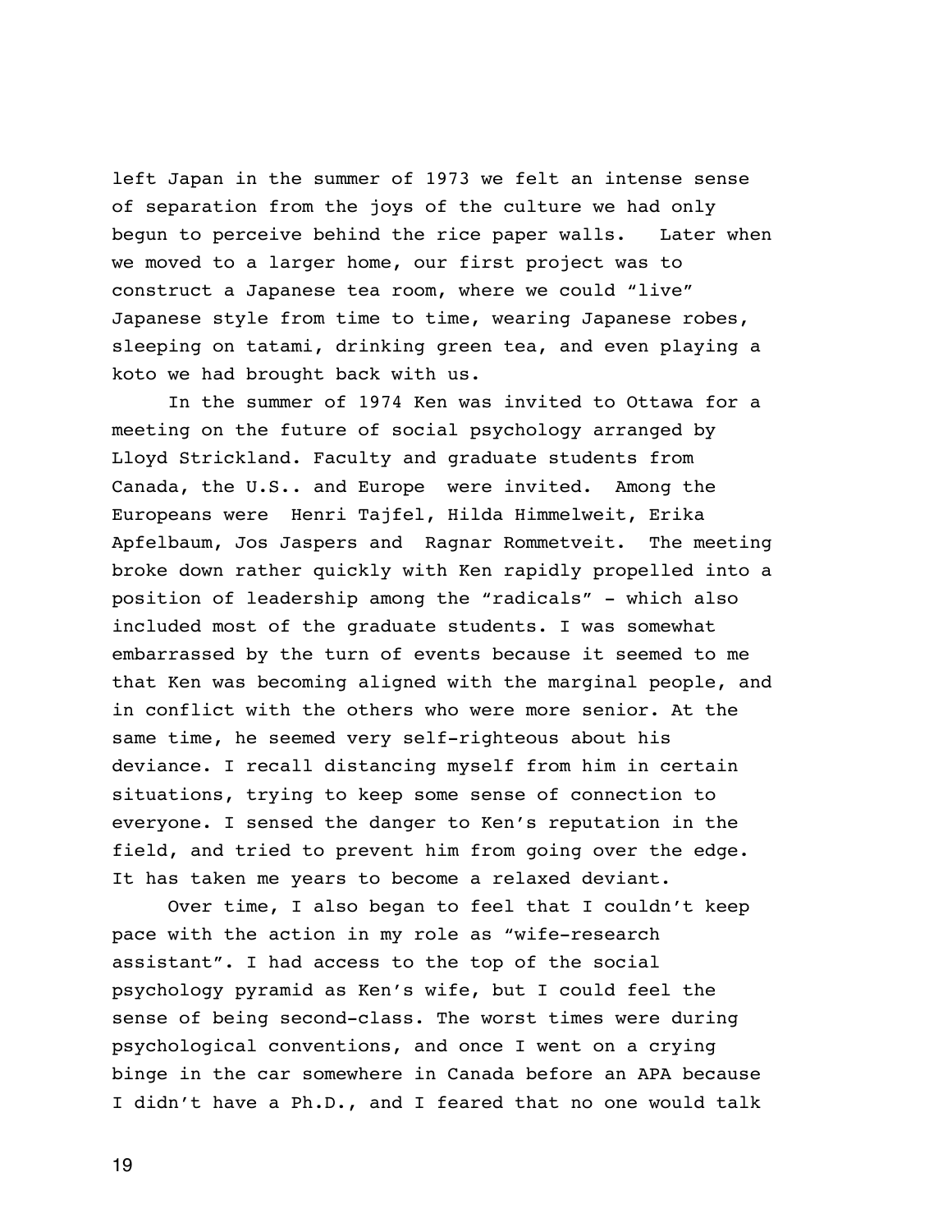left Japan in the summer of 1973 we felt an intense sense of separation from the joys of the culture we had only begun to perceive behind the rice paper walls. Later when we moved to a larger home, our first project was to construct a Japanese tea room, where we could "live" Japanese style from time to time, wearing Japanese robes, sleeping on tatami, drinking green tea, and even playing a koto we had brought back with us.

In the summer of 1974 Ken was invited to Ottawa for a meeting on the future of social psychology arranged by Lloyd Strickland. Faculty and graduate students from Canada, the U.S.. and Europe were invited. Among the Europeans were Henri Tajfel, Hilda Himmelweit, Erika Apfelbaum, Jos Jaspers and Ragnar Rommetveit. The meeting broke down rather quickly with Ken rapidly propelled into a position of leadership among the "radicals" - which also included most of the graduate students. I was somewhat embarrassed by the turn of events because it seemed to me that Ken was becoming aligned with the marginal people, and in conflict with the others who were more senior. At the same time, he seemed very self-righteous about his deviance. I recall distancing myself from him in certain situations, trying to keep some sense of connection to everyone. I sensed the danger to Ken's reputation in the field, and tried to prevent him from going over the edge. It has taken me years to become a relaxed deviant.

Over time, I also began to feel that I couldn't keep pace with the action in my role as "wife-research assistant". I had access to the top of the social psychology pyramid as Ken's wife, but I could feel the sense of being second-class. The worst times were during psychological conventions, and once I went on a crying binge in the car somewhere in Canada before an APA because I didn't have a Ph.D., and I feared that no one would talk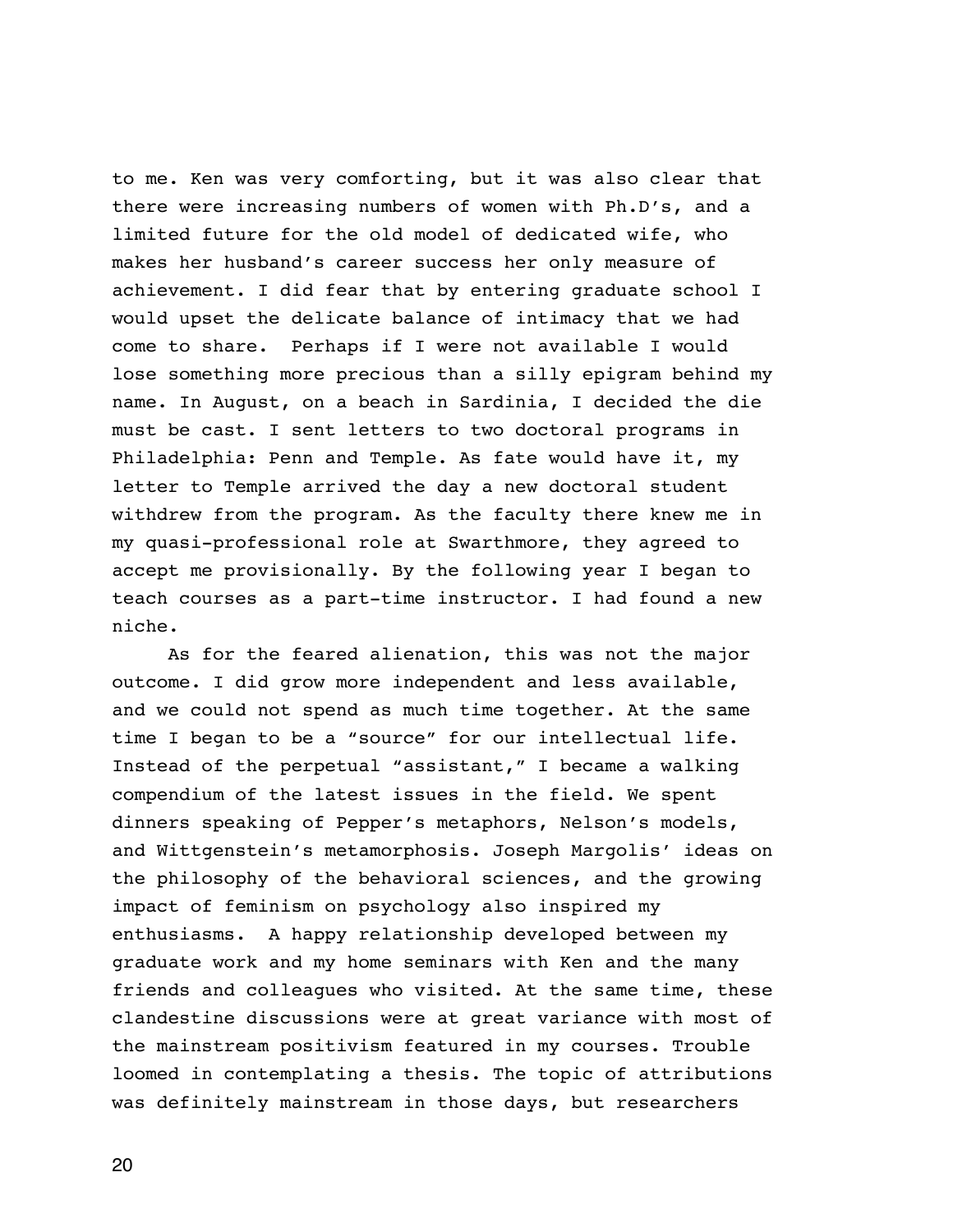to me. Ken was very comforting, but it was also clear that there were increasing numbers of women with Ph.D's, and a limited future for the old model of dedicated wife, who makes her husband's career success her only measure of achievement. I did fear that by entering graduate school I would upset the delicate balance of intimacy that we had come to share. Perhaps if I were not available I would lose something more precious than a silly epigram behind my name. In August, on a beach in Sardinia, I decided the die must be cast. I sent letters to two doctoral programs in Philadelphia: Penn and Temple. As fate would have it, my letter to Temple arrived the day a new doctoral student withdrew from the program. As the faculty there knew me in my quasi-professional role at Swarthmore, they agreed to accept me provisionally. By the following year I began to teach courses as a part-time instructor. I had found a new niche.

As for the feared alienation, this was not the major outcome. I did grow more independent and less available, and we could not spend as much time together. At the same time I began to be a "source" for our intellectual life. Instead of the perpetual "assistant," I became a walking compendium of the latest issues in the field. We spent dinners speaking of Pepper's metaphors, Nelson's models, and Wittgenstein's metamorphosis. Joseph Margolis' ideas on the philosophy of the behavioral sciences, and the growing impact of feminism on psychology also inspired my enthusiasms. A happy relationship developed between my graduate work and my home seminars with Ken and the many friends and colleagues who visited. At the same time, these clandestine discussions were at great variance with most of the mainstream positivism featured in my courses. Trouble loomed in contemplating a thesis. The topic of attributions was definitely mainstream in those days, but researchers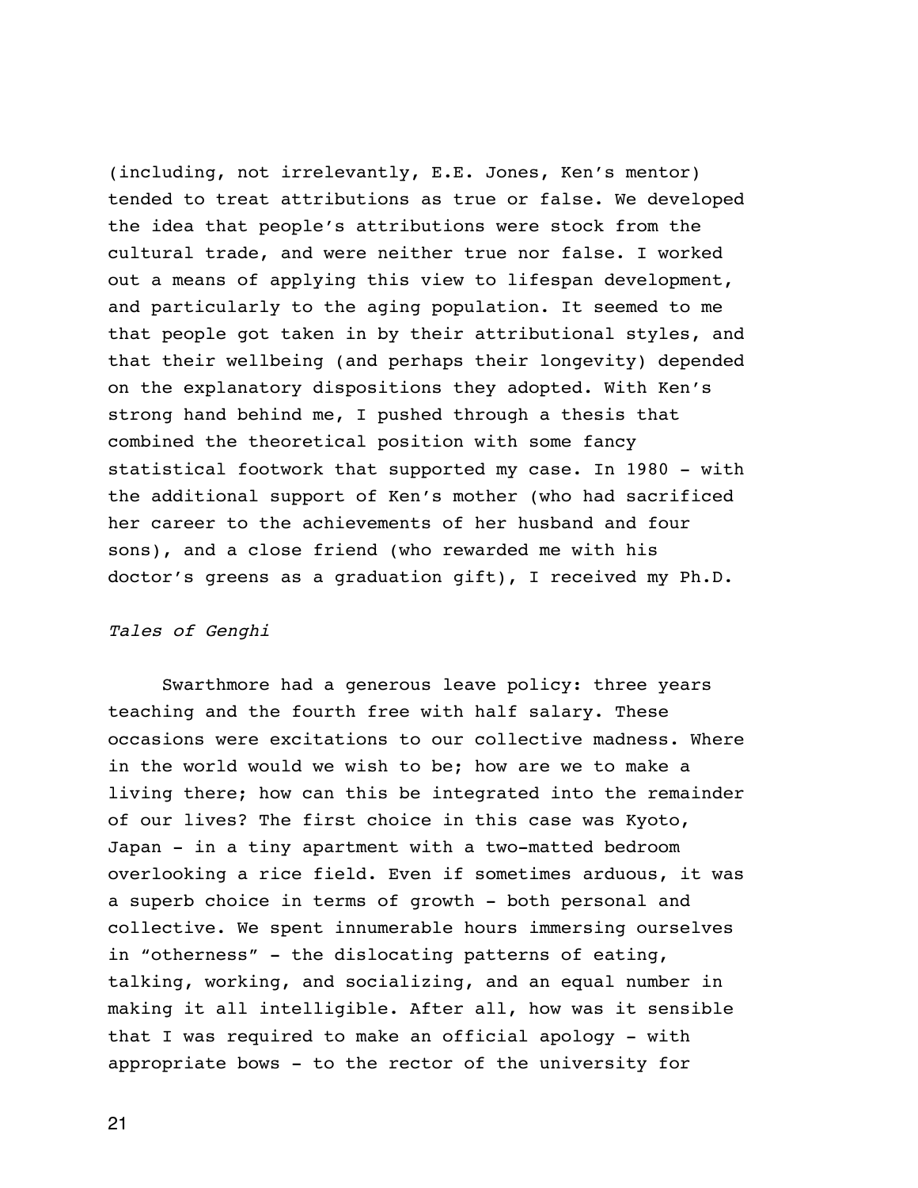(including, not irrelevantly, E.E. Jones, Ken's mentor) tended to treat attributions as true or false. We developed the idea that people's attributions were stock from the cultural trade, and were neither true nor false. I worked out a means of applying this view to lifespan development, and particularly to the aging population. It seemed to me that people got taken in by their attributional styles, and that their wellbeing (and perhaps their longevity) depended on the explanatory dispositions they adopted. With Ken's strong hand behind me, I pushed through a thesis that combined the theoretical position with some fancy statistical footwork that supported my case. In 1980 - with the additional support of Ken's mother (who had sacrificed her career to the achievements of her husband and four sons), and a close friend (who rewarded me with his doctor's greens as a graduation gift), I received my Ph.D.

*Tales of Genghi*

Swarthmore had a generous leave policy: three years teaching and the fourth free with half salary. These occasions were excitations to our collective madness. Where in the world would we wish to be; how are we to make a living there; how can this be integrated into the remainder of our lives? The first choice in this case was Kyoto, Japan - in a tiny apartment with a two-matted bedroom overlooking a rice field. Even if sometimes arduous, it was a superb choice in terms of growth - both personal and collective. We spent innumerable hours immersing ourselves in "otherness" - the dislocating patterns of eating, talking, working, and socializing, and an equal number in making it all intelligible. After all, how was it sensible that I was required to make an official apology - with appropriate bows - to the rector of the university for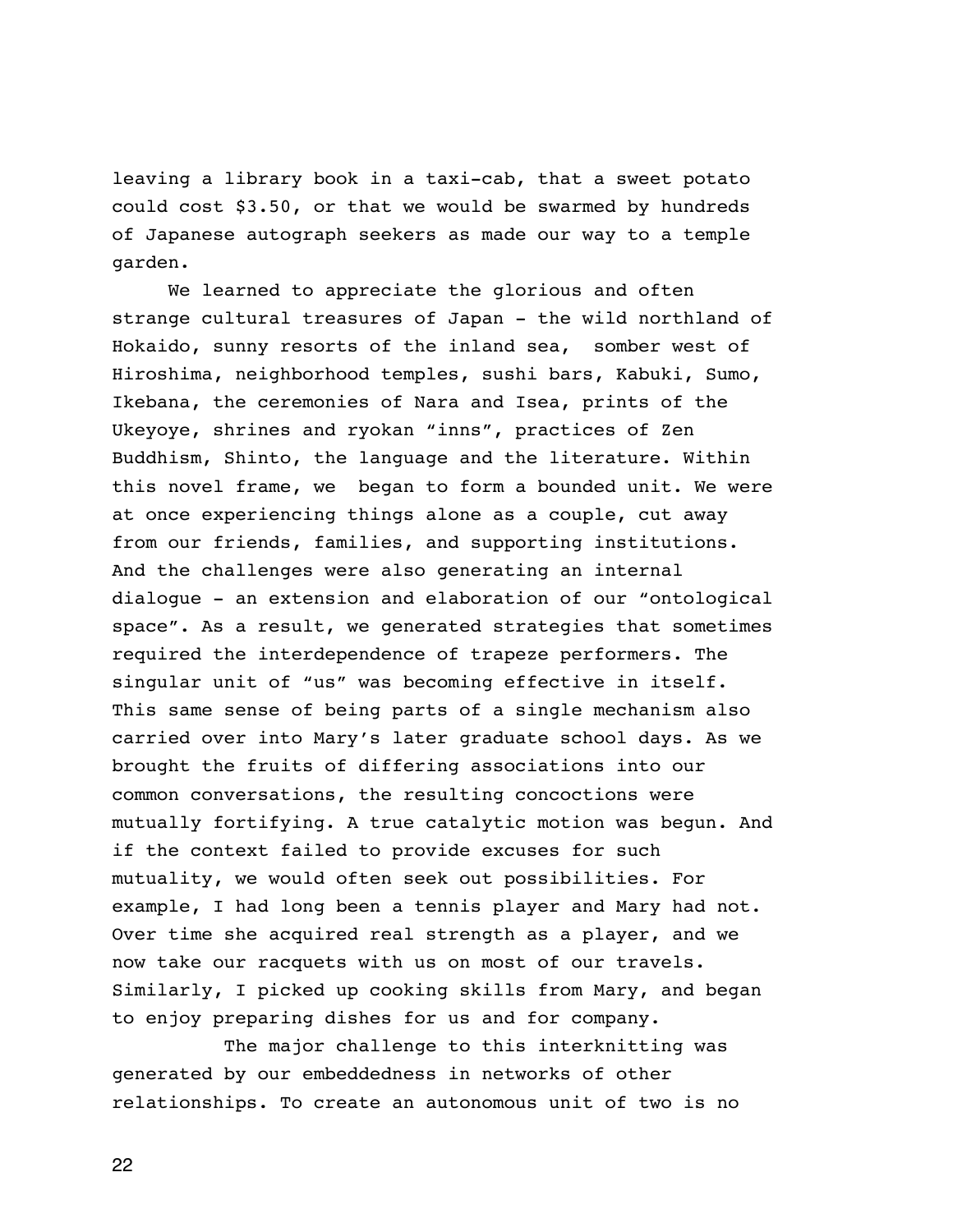leaving a library book in a taxi-cab, that a sweet potato could cost $3.50, or that we would be swarmed by hundreds of Japanese autograph seekers as made our way to a temple garden.

We learned to appreciate the glorious and often strange cultural treasures of Japan - the wild northland of Hokaido, sunny resorts of the inland sea, somber west of Hiroshima, neighborhood temples, sushi bars, Kabuki, Sumo, Ikebana, the ceremonies of Nara and Isea, prints of the Ukeyoye, shrines and ryokan "inns", practices of Zen Buddhism, Shinto, the language and the literature. Within this novel frame, we began to form a bounded unit. We were at once experiencing things alone as a couple, cut away from our friends, families, and supporting institutions. And the challenges were also generating an internal dialogue - an extension and elaboration of our "ontological space". As a result, we generated strategies that sometimes required the interdependence of trapeze performers. The singular unit of "us" was becoming effective in itself. This same sense of being parts of a single mechanism also carried over into Mary's later graduate school days. As we brought the fruits of differing associations into our common conversations, the resulting concoctions were mutually fortifying. A true catalytic motion was begun. And if the context failed to provide excuses for such mutuality, we would often seek out possibilities. For example, I had long been a tennis player and Mary had not. Over time she acquired real strength as a player, and we now take our racquets with us on most of our travels. Similarly, I picked up cooking skills from Mary, and began to enjoy preparing dishes for us and for company.

The major challenge to this interknitting was generated by our embeddedness in networks of other relationships. To create an autonomous unit of two is no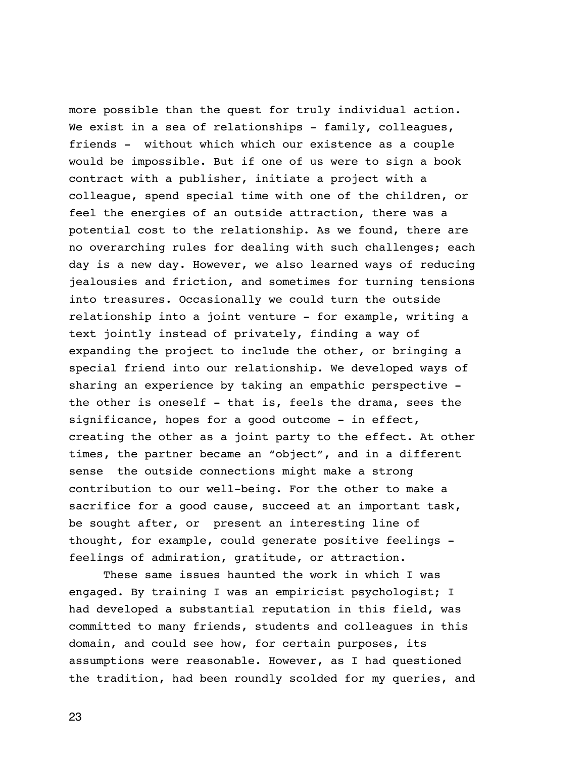more possible than the quest for truly individual action. We exist in a sea of relationships - family, colleagues, friends - without which which our existence as a couple would be impossible. But if one of us were to sign a book contract with a publisher, initiate a project with a colleague, spend special time with one of the children, or feel the energies of an outside attraction, there was a potential cost to the relationship. As we found, there are no overarching rules for dealing with such challenges; each day is a new day. However, we also learned ways of reducing jealousies and friction, and sometimes for turning tensions into treasures. Occasionally we could turn the outside relationship into a joint venture - for example, writing a text jointly instead of privately, finding a way of expanding the project to include the other, or bringing a special friend into our relationship. We developed ways of sharing an experience by taking an empathic perspective - the other is oneself - that is, feels the drama, sees the significance, hopes for a good outcome - in effect, creating the other as a joint party to the effect. At other times, the partner became an "object", and in a different sense the outside connections might make a strong contribution to our well-being. For the other to make a sacrifice for a good cause, succeed at an important task, be sought after, or present an interesting line of thought, for example, could generate positive feelings - feelings of admiration, gratitude, or attraction.

These same issues haunted the work in which I was engaged. By training I was an empiricist psychologist; I had developed a substantial reputation in this field, was committed to many friends, students and colleagues in this domain, and could see how, for certain purposes, its assumptions were reasonable. However, as I had questioned the tradition, had been roundly scolded for my queries, and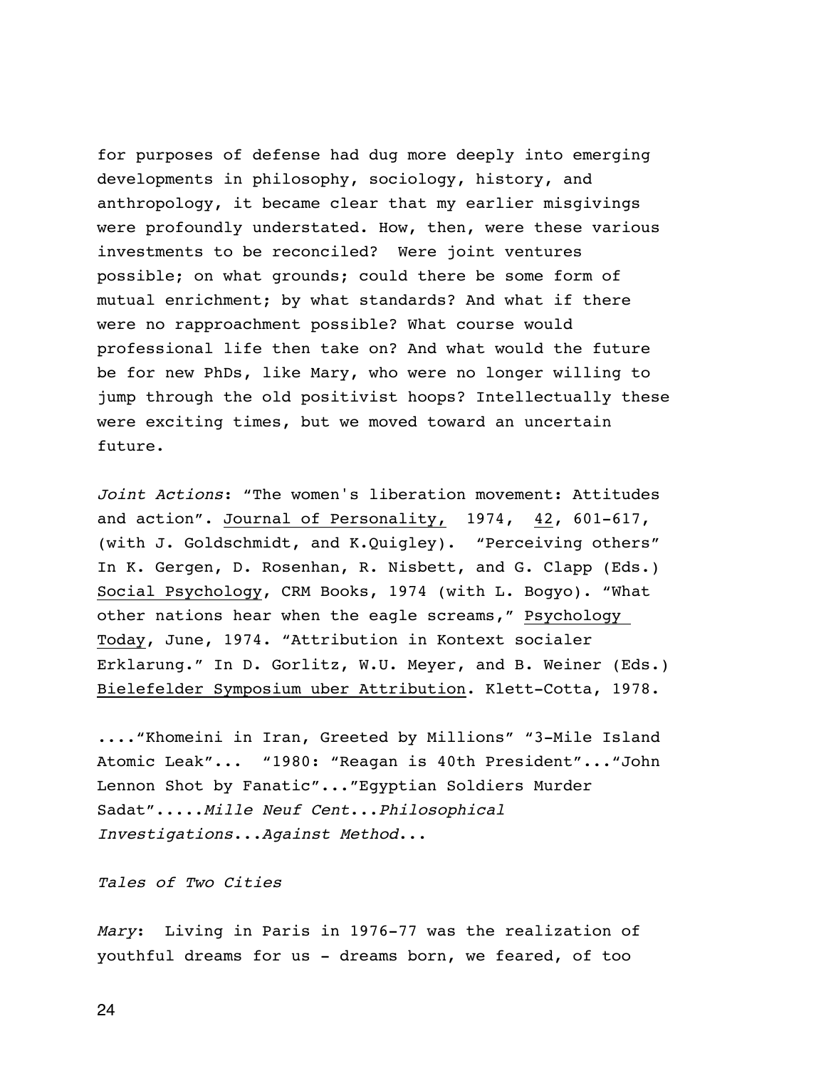for purposes of defense had dug more deeply into emerging developments in philosophy, sociology, history, and anthropology, it became clear that my earlier misgivings were profoundly understated. How, then, were these various investments to be reconciled? Were joint ventures possible; on what grounds; could there be some form of mutual enrichment; by what standards? And what if there were no rapproachment possible? What course would professional life then take on? And what would the future be for new PhDs, like Mary, who were no longer willing to jump through the old positivist hoops? Intellectually these were exciting times, but we moved toward an uncertain future.

*Joint Actions*: “The women's liberation movement: Attitudes and action”. Journal of Personality, 1974, 42, 601-617, (with J. Goldschmidt, and K.Quigley). “Perceiving others” In K. Gergen, D. Rosenhan, R. Nisbett, and G. Clapp (Eds.) Social Psychology, CRM Books, 1974 (with L. Bogyo). “What other nations hear when the eagle screams,” Psychology Today, June, 1974. “Attribution in Kontext socialer Erklarung.” In D. Gorlitz, W.U. Meyer, and B. Weiner (Eds.) Bielefelder Symposium uber Attribution. Klett-Cotta, 1978.

....“Khomeini in Iran, Greeted by Millions” “3-Mile Island Atomic Leak”... “1980: “Reagan is 40th President”...“John Lennon Shot by Fanatic”...”Egyptian Soldiers Murder Sadat”.....*Mille Neuf Cent*...*Philosophical Investigations*...*Against Method*...

*Tales of Two Cities*

*Mary*: Living in Paris in 1976-77 was the realization of youthful dreams for us - dreams born, we feared, of too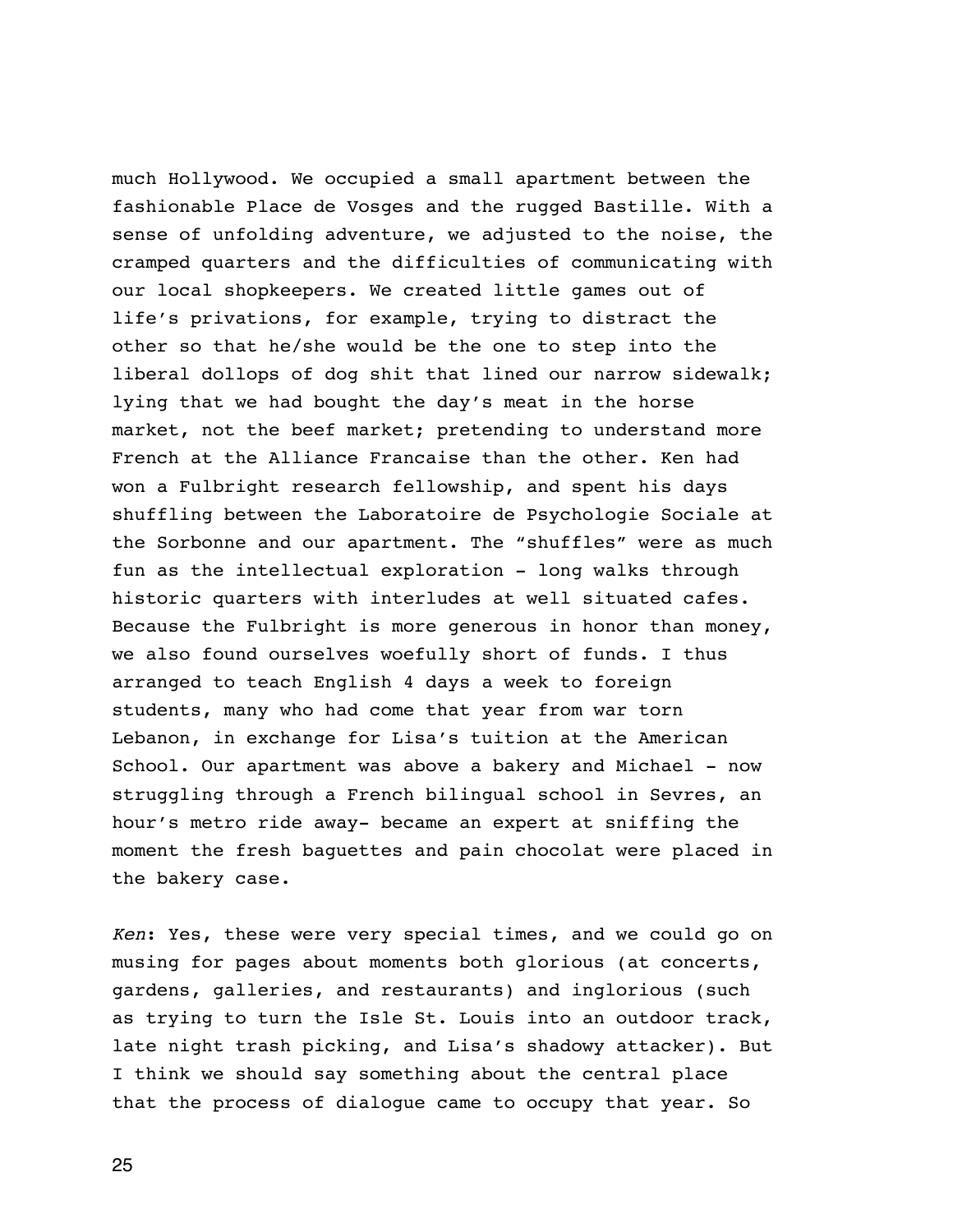much Hollywood. We occupied a small apartment between the fashionable Place de Vosges and the rugged Bastille. With a sense of unfolding adventure, we adjusted to the noise, the cramped quarters and the difficulties of communicating with our local shopkeepers. We created little games out of life's privations, for example, trying to distract the other so that he/she would be the one to step into the liberal dollops of dog shit that lined our narrow sidewalk; lying that we had bought the day's meat in the horse market, not the beef market; pretending to understand more French at the Alliance Francaise than the other. Ken had won a Fulbright research fellowship, and spent his days shuffling between the Laboratoire de Psychologie Sociale at the Sorbonne and our apartment. The "shuffles" were as much fun as the intellectual exploration - long walks through historic quarters with interludes at well situated cafes. Because the Fulbright is more generous in honor than money, we also found ourselves woefully short of funds. I thus arranged to teach English 4 days a week to foreign students, many who had come that year from war torn Lebanon, in exchange for Lisa's tuition at the American School. Our apartment was above a bakery and Michael - now struggling through a French bilingual school in Sevres, an hour's metro ride away- became an expert at sniffing the moment the fresh baguettes and pain chocolat were placed in the bakery case.

*Ken*: Yes, these were very special times, and we could go on musing for pages about moments both glorious (at concerts, gardens, galleries, and restaurants) and inglorious (such as trying to turn the Isle St. Louis into an outdoor track, late night trash picking, and Lisa's shadowy attacker). But I think we should say something about the central place that the process of dialogue came to occupy that year. So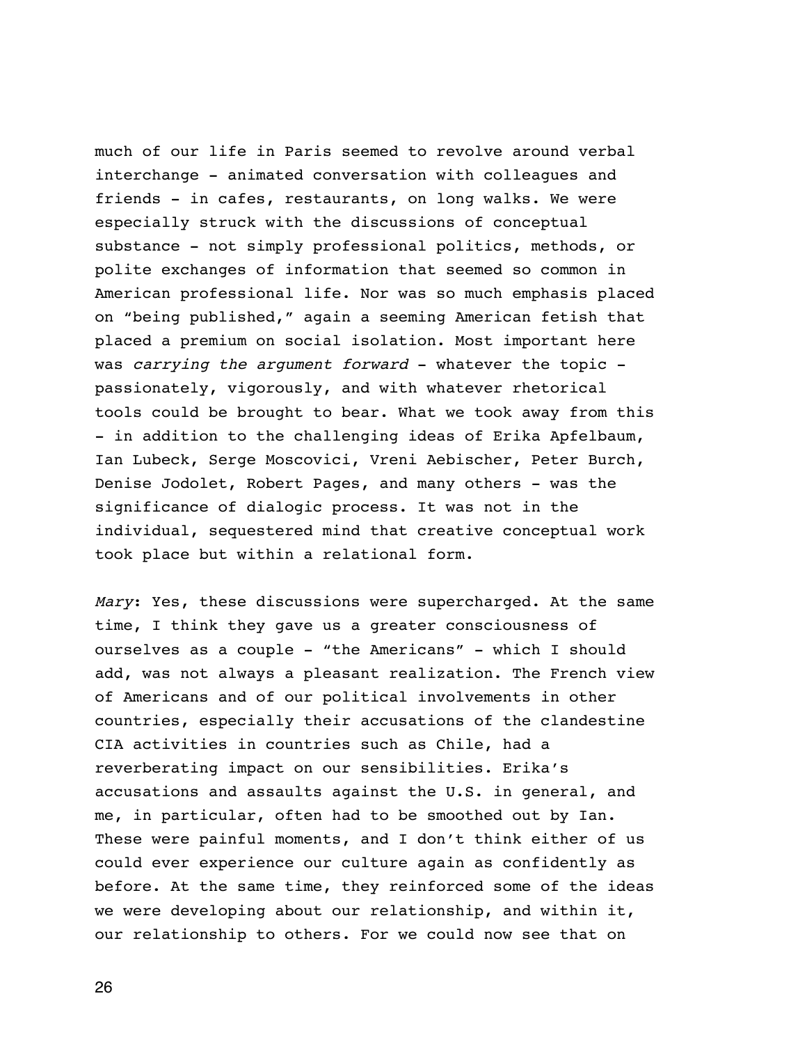much of our life in Paris seemed to revolve around verbal interchange - animated conversation with colleagues and friends - in cafes, restaurants, on long walks. We were especially struck with the discussions of conceptual substance - not simply professional politics, methods, or polite exchanges of information that seemed so common in American professional life. Nor was so much emphasis placed on "being published," again a seeming American fetish that placed a premium on social isolation. Most important here was *carrying the argument forward* - whatever the topic - passionately, vigorously, and with whatever rhetorical tools could be brought to bear. What we took away from this - in addition to the challenging ideas of Erika Apfelbaum, Ian Lubeck, Serge Moscovici, Vreni Aebischer, Peter Burch, Denise Jodolet, Robert Pages, and many others - was the significance of dialogic process. It was not in the individual, sequestered mind that creative conceptual work took place but within a relational form.

*Mary*: Yes, these discussions were supercharged. At the same time, I think they gave us a greater consciousness of ourselves as a couple - "the Americans" - which I should add, was not always a pleasant realization. The French view of Americans and of our political involvements in other countries, especially their accusations of the clandestine CIA activities in countries such as Chile, had a reverberating impact on our sensibilities. Erika's accusations and assaults against the U.S. in general, and me, in particular, often had to be smoothed out by Ian. These were painful moments, and I don't think either of us could ever experience our culture again as confidently as before. At the same time, they reinforced some of the ideas we were developing about our relationship, and within it, our relationship to others. For we could now see that on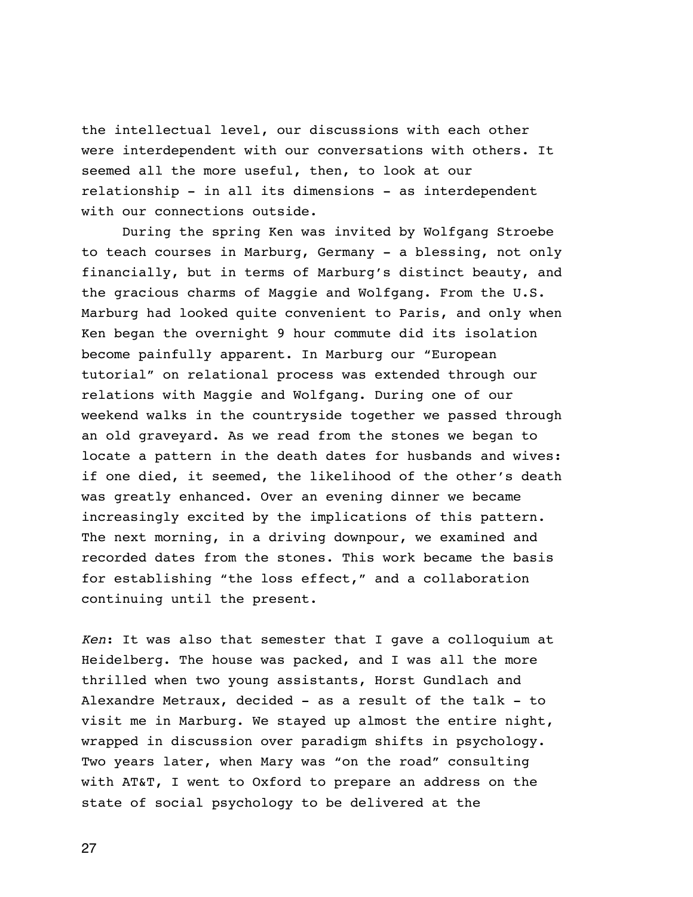the intellectual level, our discussions with each other were interdependent with our conversations with others. It seemed all the more useful, then, to look at our relationship - in all its dimensions - as interdependent with our connections outside.

During the spring Ken was invited by Wolfgang Stroebe to teach courses in Marburg, Germany - a blessing, not only financially, but in terms of Marburg's distinct beauty, and the gracious charms of Maggie and Wolfgang. From the U.S. Marburg had looked quite convenient to Paris, and only when Ken began the overnight 9 hour commute did its isolation become painfully apparent. In Marburg our "European tutorial" on relational process was extended through our relations with Maggie and Wolfgang. During one of our weekend walks in the countryside together we passed through an old graveyard. As we read from the stones we began to locate a pattern in the death dates for husbands and wives: if one died, it seemed, the likelihood of the other's death was greatly enhanced. Over an evening dinner we became increasingly excited by the implications of this pattern. The next morning, in a driving downpour, we examined and recorded dates from the stones. This work became the basis for establishing "the loss effect," and a collaboration continuing until the present.

*Ken*: It was also that semester that I gave a colloquium at Heidelberg. The house was packed, and I was all the more thrilled when two young assistants, Horst Gundlach and Alexandre Metraux, decided - as a result of the talk - to visit me in Marburg. We stayed up almost the entire night, wrapped in discussion over paradigm shifts in psychology. Two years later, when Mary was "on the road" consulting with AT&T, I went to Oxford to prepare an address on the state of social psychology to be delivered at the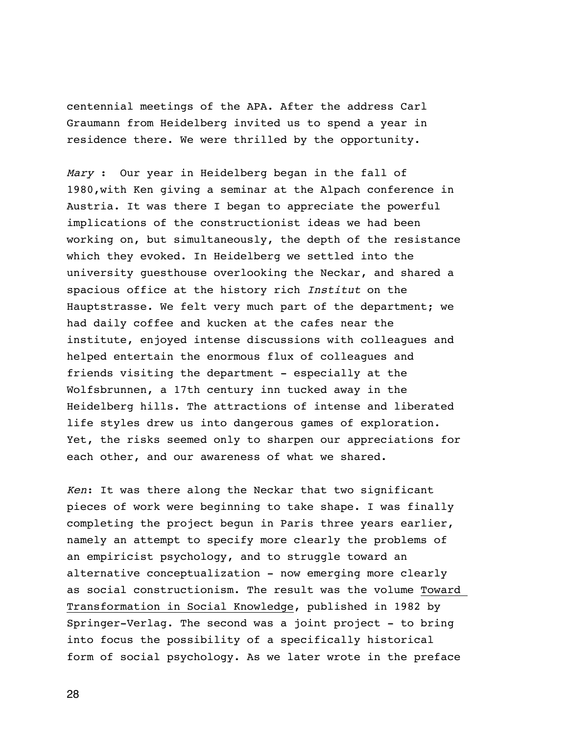centennial meetings of the APA. After the address Carl Graumann from Heidelberg invited us to spend a year in residence there. We were thrilled by the opportunity.

*Mary* : Our year in Heidelberg began in the fall of 1980,with Ken giving a seminar at the Alpach conference in Austria. It was there I began to appreciate the powerful implications of the constructionist ideas we had been working on, but simultaneously, the depth of the resistance which they evoked. In Heidelberg we settled into the university guesthouse overlooking the Neckar, and shared a spacious office at the history rich *Institut* on the Hauptstrasse. We felt very much part of the department; we had daily coffee and kucken at the cafes near the institute, enjoyed intense discussions with colleagues and helped entertain the enormous flux of colleagues and friends visiting the department - especially at the Wolfsbrunnen, a 17th century inn tucked away in the Heidelberg hills. The attractions of intense and liberated life styles drew us into dangerous games of exploration. Yet, the risks seemed only to sharpen our appreciations for each other, and our awareness of what we shared.

*Ken*: It was there along the Neckar that two significant pieces of work were beginning to take shape. I was finally completing the project begun in Paris three years earlier, namely an attempt to specify more clearly the problems of an empiricist psychology, and to struggle toward an alternative conceptualization - now emerging more clearly as social constructionism. The result was the volume <u>Toward Transformation in Social Knowledge</u>, published in 1982 by Springer-Verlag. The second was a joint project - to bring into focus the possibility of a specifically historical form of social psychology. As we later wrote in the preface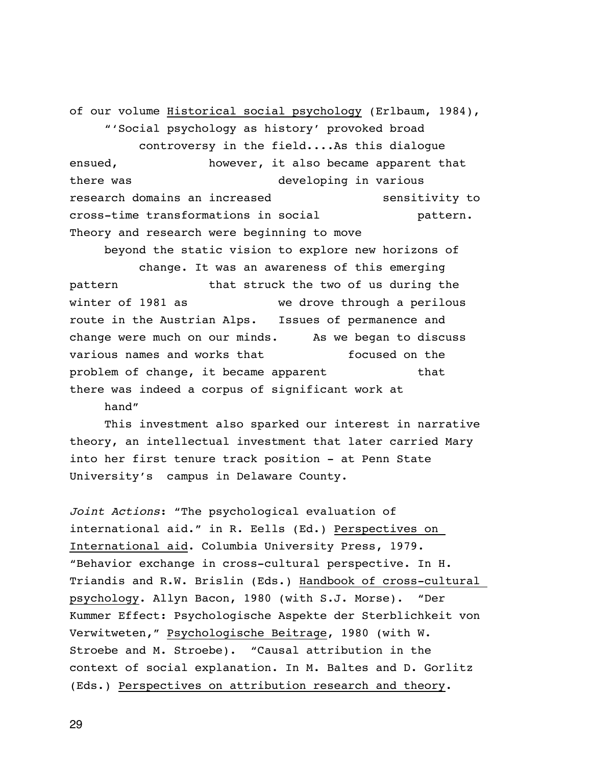of our volume Historical social psychology (Erlbaum, 1984),

"'Social psychology as history' provoked broad controversy in the field....As this dialogue ensued, however, it also became apparent that there was developing in various research domains an increased sensitivity to cross-time transformations in social pattern. Theory and research were beginning to move beyond the static vision to explore new horizons of change. It was an awareness of this emerging pattern that struck the two of us during the winter of 1981 as we drove through a perilous route in the Austrian Alps. Issues of permanence and change were much on our minds. As we began to discuss various names and works that focused on the problem of change, it became apparent that there was indeed a corpus of significant work at hand"

This investment also sparked our interest in narrative theory, an intellectual investment that later carried Mary into her first tenure track position - at Penn State University's campus in Delaware County.

*Joint Actions*: "The psychological evaluation of international aid." in R. Eells (Ed.) Perspectives on International aid. Columbia University Press, 1979. "Behavior exchange in cross-cultural perspective. In H. Triandis and R.W. Brislin (Eds.) Handbook of cross-cultural psychology. Allyn Bacon, 1980 (with S.J. Morse). "Der Kummer Effect: Psychologische Aspekte der Sterblichkeit von Verwitweten," Psychologische Beitrage, 1980 (with W. Stroebe and M. Stroebe). "Causal attribution in the context of social explanation. In M. Baltes and D. Gorlitz (Eds.) Perspectives on attribution research and theory.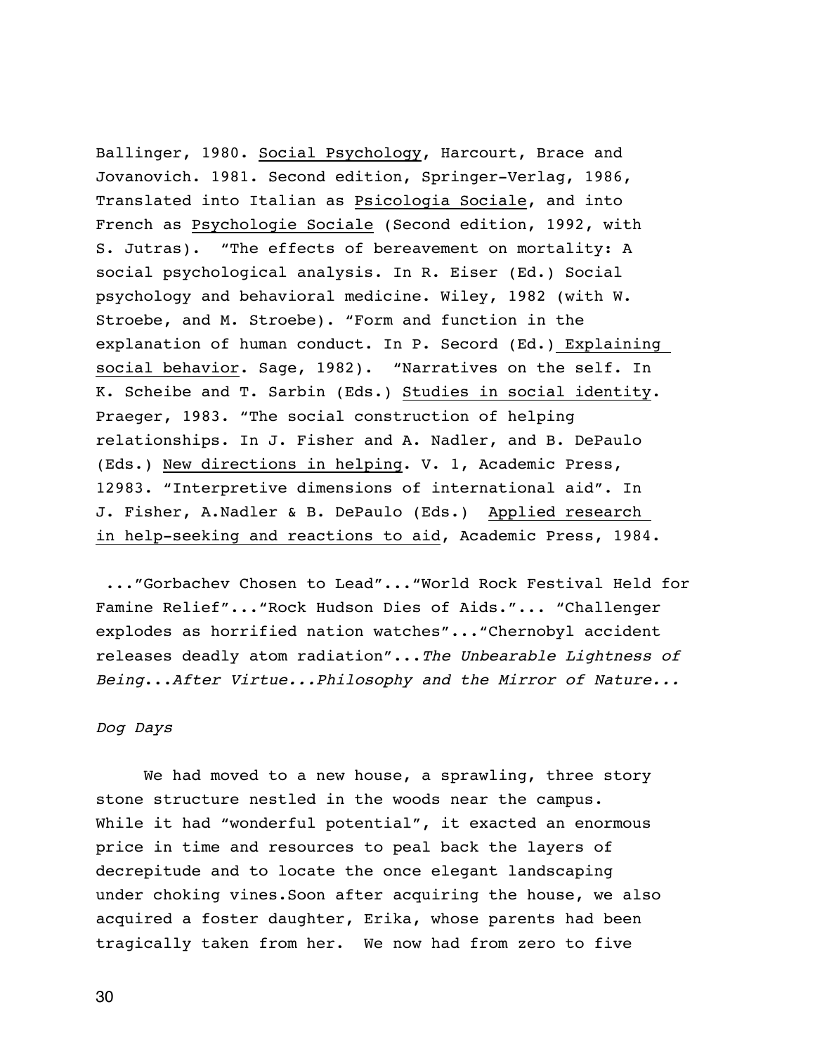Ballinger, 1980. Social Psychology, Harcourt, Brace and Jovanovich. 1981. Second edition, Springer-Verlag, 1986, Translated into Italian as Psicologia Sociale, and into French as Psychologie Sociale (Second edition, 1992, with S. Jutras). "The effects of bereavement on mortality: A social psychological analysis. In R. Eiser (Ed.) Social psychology and behavioral medicine. Wiley, 1982 (with W. Stroebe, and M. Stroebe). "Form and function in the explanation of human conduct. In P. Secord (Ed.) Explaining social behavior. Sage, 1982). "Narratives on the self. In K. Scheibe and T. Sarbin (Eds.) Studies in social identity. Praeger, 1983. "The social construction of helping relationships. In J. Fisher and A. Nadler, and B. DePaulo (Eds.) New directions in helping. V. 1, Academic Press, 12983. "Interpretive dimensions of international aid". In J. Fisher, A.Nadler & B. DePaulo (Eds.) Applied research in help-seeking and reactions to aid, Academic Press, 1984.

..."Gorbachev Chosen to Lead"..."World Rock Festival Held for Famine Relief"..."Rock Hudson Dies of Aids."... "Challenger explodes as horrified nation watches"..."Chernobyl accident releases deadly atom radiation"...*The Unbearable Lightness of Being...After Virtue...Philosophy and the Mirror of Nature...*

*Dog Days*

We had moved to a new house, a sprawling, three story stone structure nestled in the woods near the campus. While it had "wonderful potential", it exacted an enormous price in time and resources to peal back the layers of decrepitude and to locate the once elegant landscaping under choking vines.Soon after acquiring the house, we also acquired a foster daughter, Erika, whose parents had been tragically taken from her. We now had from zero to five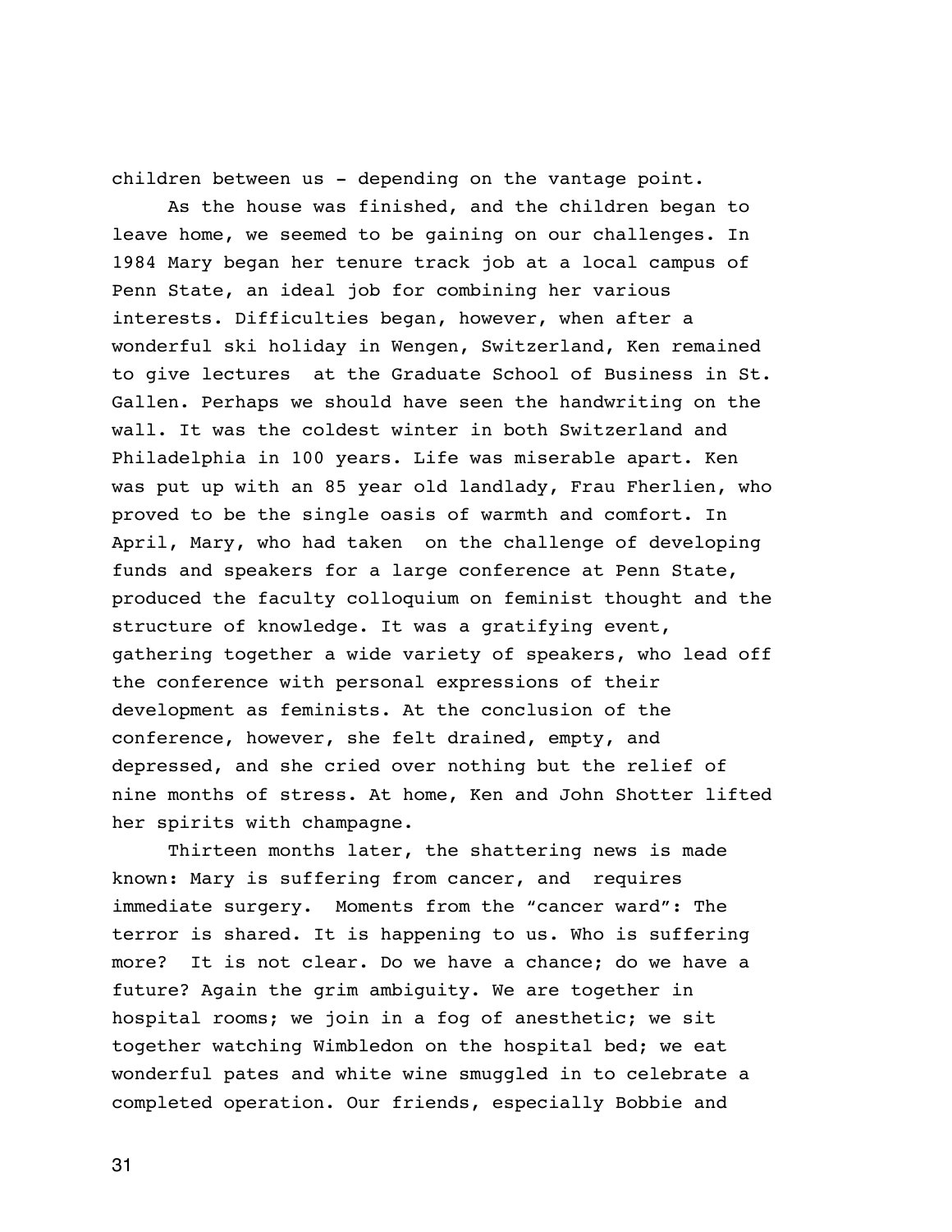children between us - depending on the vantage point.

As the house was finished, and the children began to leave home, we seemed to be gaining on our challenges. In 1984 Mary began her tenure track job at a local campus of Penn State, an ideal job for combining her various interests. Difficulties began, however, when after a wonderful ski holiday in Wengen, Switzerland, Ken remained to give lectures at the Graduate School of Business in St. Gallen. Perhaps we should have seen the handwriting on the wall. It was the coldest winter in both Switzerland and Philadelphia in 100 years. Life was miserable apart. Ken was put up with an 85 year old landlady, Frau Fherlien, who proved to be the single oasis of warmth and comfort. In April, Mary, who had taken on the challenge of developing funds and speakers for a large conference at Penn State, produced the faculty colloquium on feminist thought and the structure of knowledge. It was a gratifying event, gathering together a wide variety of speakers, who lead off the conference with personal expressions of their development as feminists. At the conclusion of the conference, however, she felt drained, empty, and depressed, and she cried over nothing but the relief of nine months of stress. At home, Ken and John Shotter lifted her spirits with champagne.

Thirteen months later, the shattering news is made known: Mary is suffering from cancer, and requires immediate surgery. Moments from the "cancer ward": The terror is shared. It is happening to us. Who is suffering more? It is not clear. Do we have a chance; do we have a future? Again the grim ambiguity. We are together in hospital rooms; we join in a fog of anesthetic; we sit together watching Wimbledon on the hospital bed; we eat wonderful pates and white wine smuggled in to celebrate a completed operation. Our friends, especially Bobbie and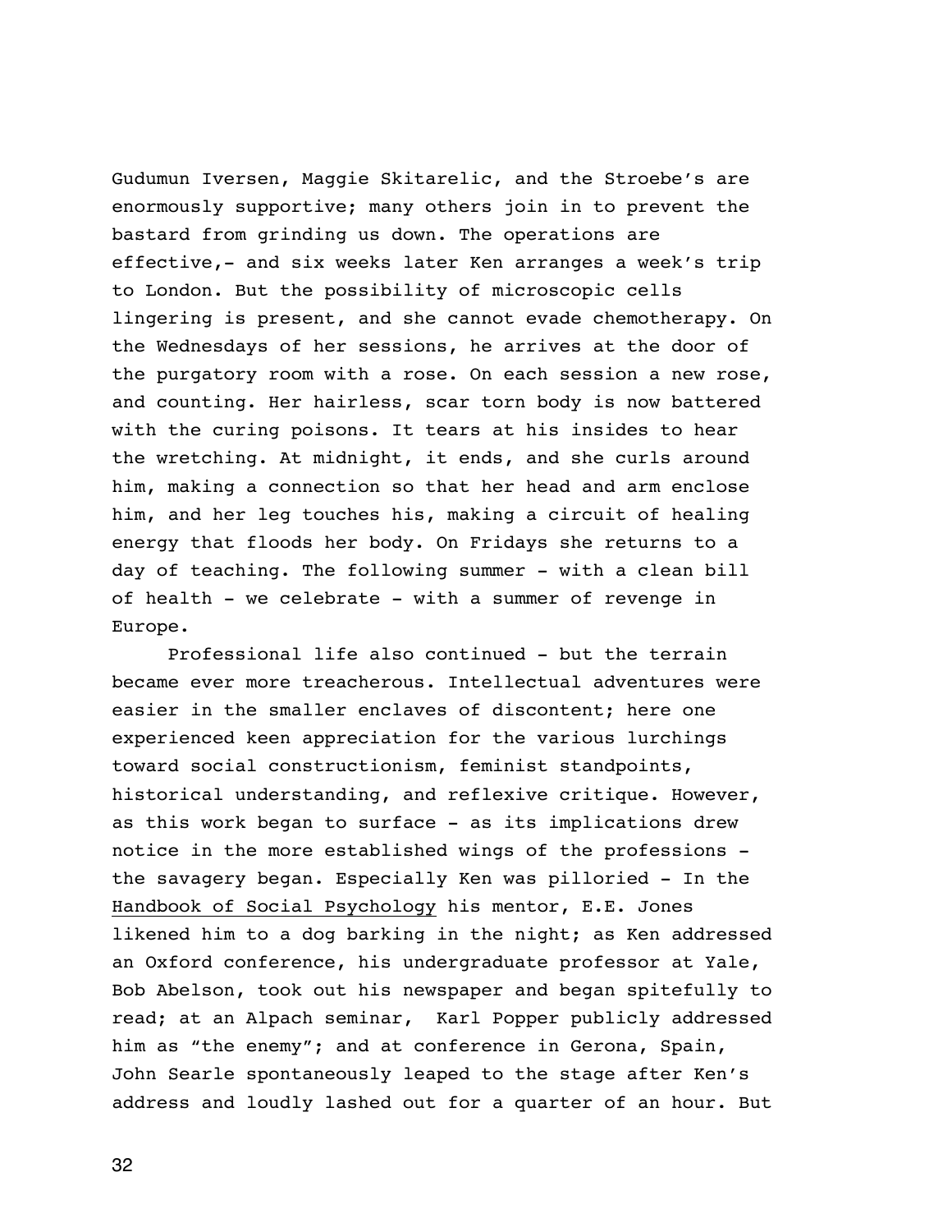Gudumun Iversen, Maggie Skitarelic, and the Stroebe's are enormously supportive; many others join in to prevent the bastard from grinding us down. The operations are effective,- and six weeks later Ken arranges a week's trip to London. But the possibility of microscopic cells lingering is present, and she cannot evade chemotherapy. On the Wednesdays of her sessions, he arrives at the door of the purgatory room with a rose. On each session a new rose, and counting. Her hairless, scar torn body is now battered with the curing poisons. It tears at his insides to hear the wretching. At midnight, it ends, and she curls around him, making a connection so that her head and arm enclose him, and her leg touches his, making a circuit of healing energy that floods her body. On Fridays she returns to a day of teaching. The following summer - with a clean bill of health - we celebrate - with a summer of revenge in Europe.

Professional life also continued - but the terrain became ever more treacherous. Intellectual adventures were easier in the smaller enclaves of discontent; here one experienced keen appreciation for the various lurchings toward social constructionism, feminist standpoints, historical understanding, and reflexive critique. However, as this work began to surface - as its implications drew notice in the more established wings of the professions - the savagery began. Especially Ken was pilloried - In the <u>Handbook of Social Psychology</u> his mentor, E.E. Jones likened him to a dog barking in the night; as Ken addressed an Oxford conference, his undergraduate professor at Yale, Bob Abelson, took out his newspaper and began spitefully to read; at an Alpach seminar, Karl Popper publicly addressed him as "the enemy"; and at conference in Gerona, Spain, John Searle spontaneously leaped to the stage after Ken's address and loudly lashed out for a quarter of an hour. But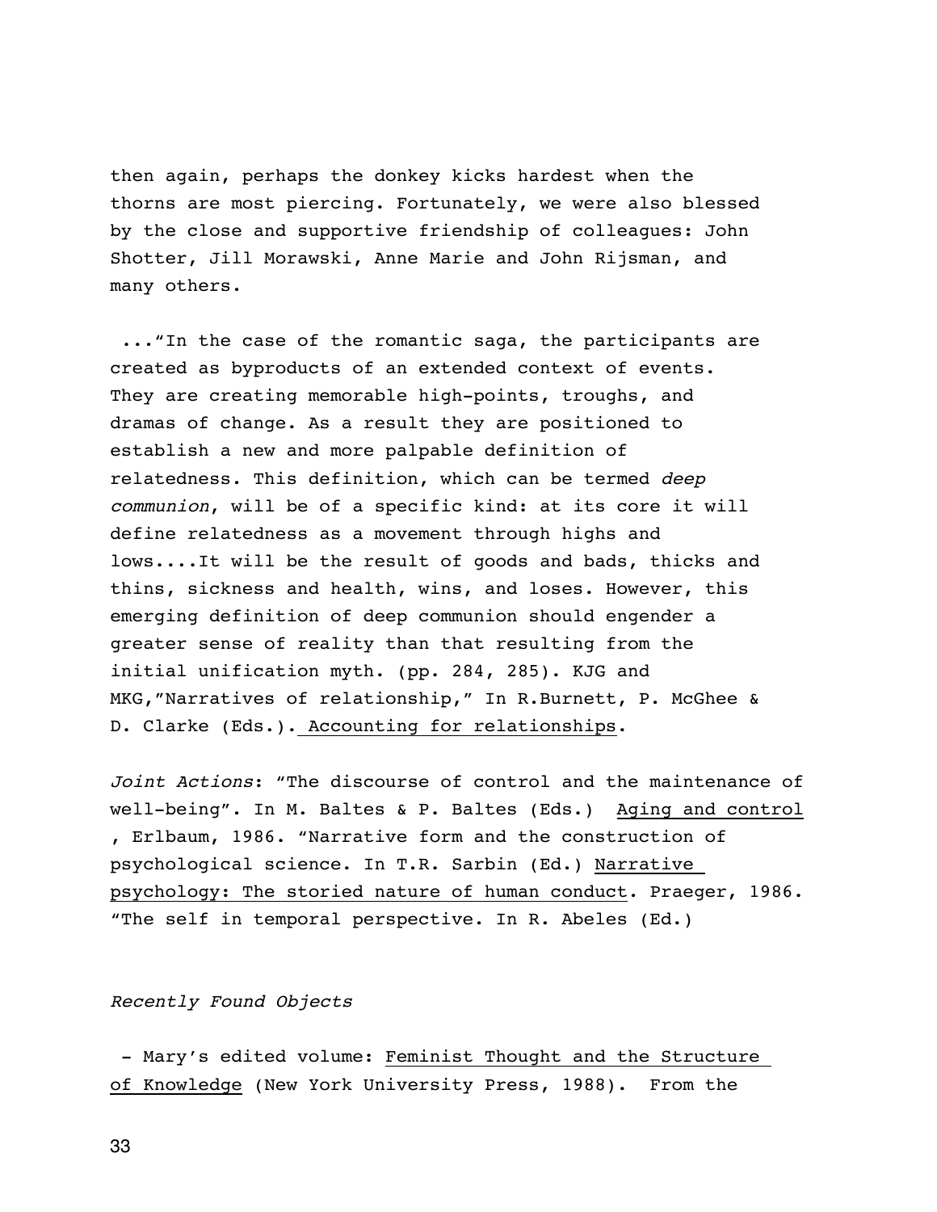then again, perhaps the donkey kicks hardest when the thorns are most piercing. Fortunately, we were also blessed by the close and supportive friendship of colleagues: John Shotter, Jill Morawski, Anne Marie and John Rijsman, and many others.

..."In the case of the romantic saga, the participants are created as byproducts of an extended context of events. They are creating memorable high-points, troughs, and dramas of change. As a result they are positioned to establish a new and more palpable definition of relatedness. This definition, which can be termed *deep communion*, will be of a specific kind: at its core it will define relatedness as a movement through highs and lows....It will be the result of goods and bads, thicks and thins, sickness and health, wins, and loses. However, this emerging definition of deep communion should engender a greater sense of reality than that resulting from the initial unification myth. (pp. 284, 285). KJG and MKG,"Narratives of relationship," In R.Burnett, P. McGhee & D. Clarke (Eds.). Accounting for relationships.

*Joint Actions*: "The discourse of control and the maintenance of well-being". In M. Baltes & P. Baltes (Eds.) Aging and control , Erlbaum, 1986. "Narrative form and the construction of psychological science. In T.R. Sarbin (Ed.) Narrative psychology: The storied nature of human conduct. Praeger, 1986. "The self in temporal perspective. In R. Abeles (Ed.)

*Recently Found Objects*

- Mary's edited volume: Feminist Thought and the Structure of Knowledge (New York University Press, 1988). From the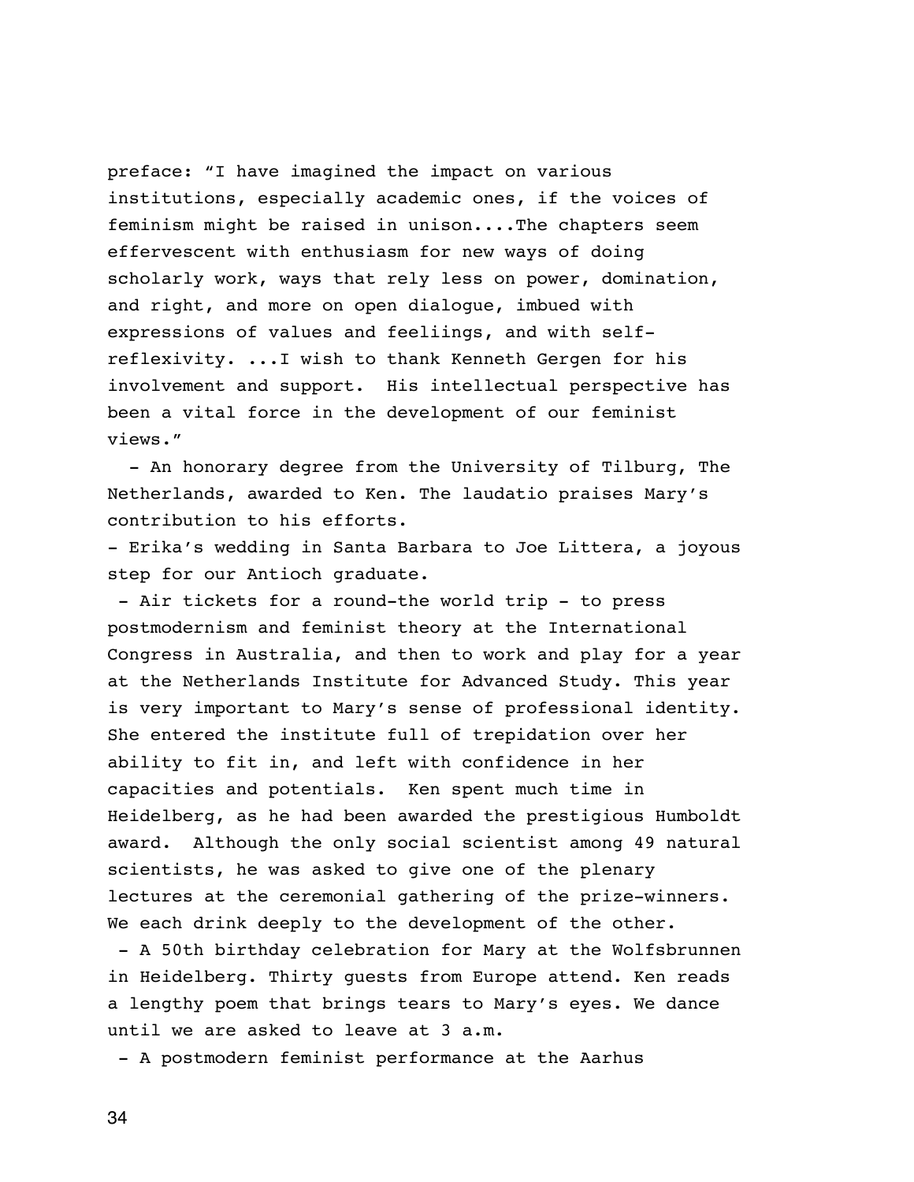preface: "I have imagined the impact on various institutions, especially academic ones, if the voices of feminism might be raised in unison....The chapters seem effervescent with enthusiasm for new ways of doing scholarly work, ways that rely less on power, domination, and right, and more on open dialogue, imbued with expressions of values and feeliings, and with self-reflexivity. ...I wish to thank Kenneth Gergen for his involvement and support. His intellectual perspective has been a vital force in the development of our feminist views."

- An honorary degree from the University of Tilburg, The Netherlands, awarded to Ken. The laudatio praises Mary's contribution to his efforts.
- Erika's wedding in Santa Barbara to Joe Littera, a joyous step for our Antioch graduate.
- Air tickets for a round-the world trip - to press postmodernism and feminist theory at the International Congress in Australia, and then to work and play for a year at the Netherlands Institute for Advanced Study. This year is very important to Mary's sense of professional identity. She entered the institute full of trepidation over her ability to fit in, and left with confidence in her capacities and potentials. Ken spent much time in Heidelberg, as he had been awarded the prestigious Humboldt award. Although the only social scientist among 49 natural scientists, he was asked to give one of the plenary lectures at the ceremonial gathering of the prize-winners. We each drink deeply to the development of the other.
- A 50th birthday celebration for Mary at the Wolfsbrunnen in Heidelberg. Thirty guests from Europe attend. Ken reads a lengthy poem that brings tears to Mary's eyes. We dance until we are asked to leave at 3 a.m.
- A postmodern feminist performance at the Aarhus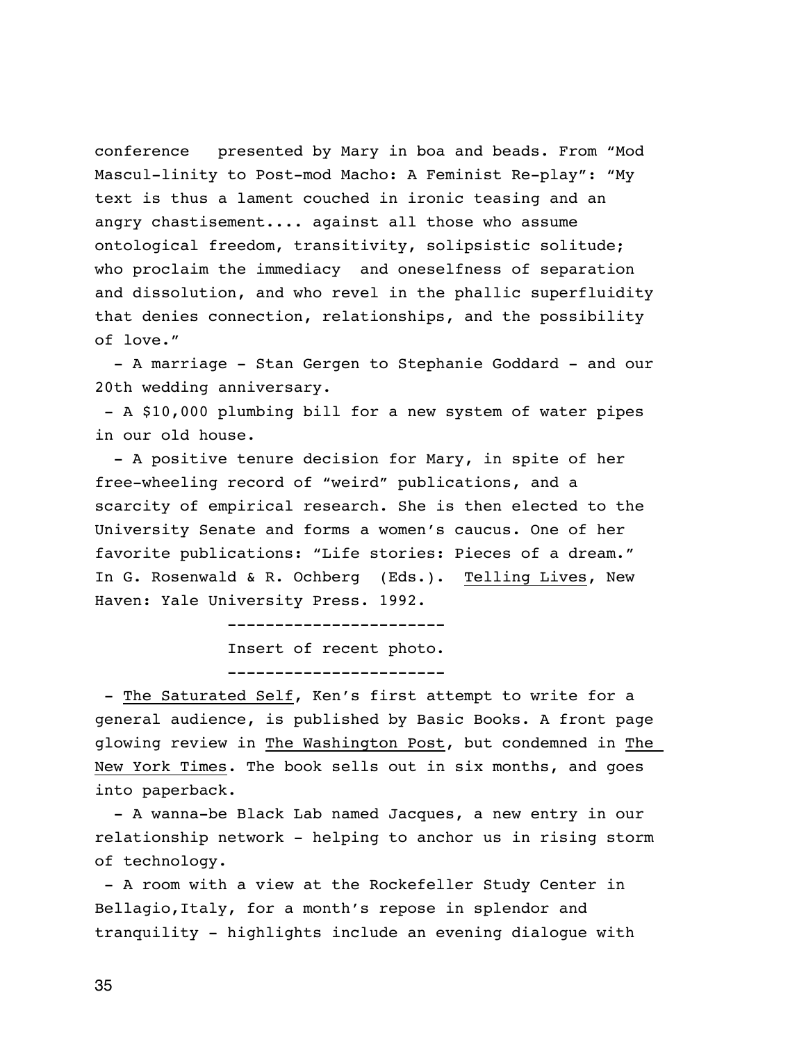conference presented by Mary in boa and beads. From "Mod Mascul-linity to Post-mod Macho: A Feminist Re-play": "My text is thus a lament couched in ironic teasing and an angry chastisement.... against all those who assume ontological freedom, transitivity, solipsistic solitude; who proclaim the immediacy and oneselfness of separation and dissolution, and who revel in the phallic superfluidity that denies connection, relationships, and the possibility of love."

- A marriage - Stan Gergen to Stephanie Goddard - and our 20th wedding anniversary.
- A $10,000 plumbing bill for a new system of water pipes in our old house.
- A positive tenure decision for Mary, in spite of her free-wheeling record of "weird" publications, and a scarcity of empirical research. She is then elected to the University Senate and forms a women's caucus. One of her favorite publications: "Life stories: Pieces of a dream." In G. Rosenwald & R. Ochberg (Eds.). <u>Telling Lives</u>, New Haven: Yale University Press. 1992.

----------------------

Insert of recent photo.

----------------------

- <u>The Saturated Self</u>, Ken's first attempt to write for a general audience, is published by Basic Books. A front page glowing review in <u>The Washington Post</u>, but condemned in <u>The New York Times</u>. The book sells out in six months, and goes into paperback.
- A wanna-be Black Lab named Jacques, a new entry in our relationship network - helping to anchor us in rising storm of technology.
- A room with a view at the Rockefeller Study Center in Bellagio,Italy, for a month's repose in splendor and tranquility - highlights include an evening dialogue with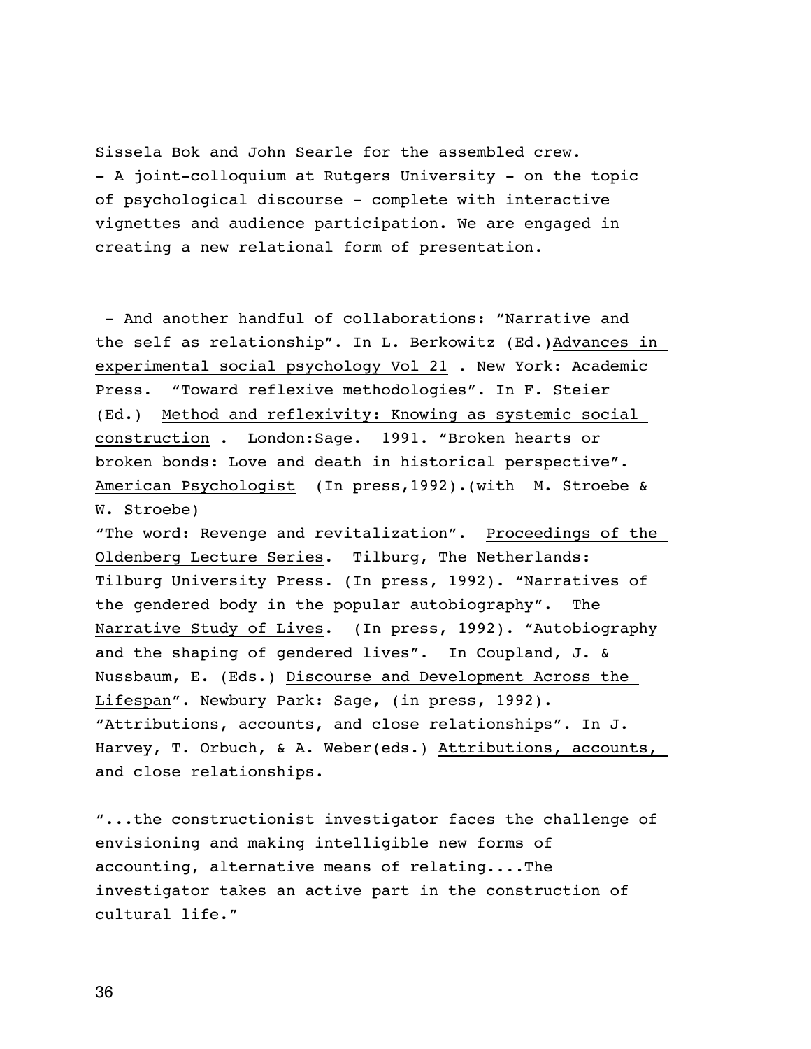Sissela Bok and John Searle for the assembled crew.
- A joint-colloquium at Rutgers University - on the topic of psychological discourse - complete with interactive vignettes and audience participation. We are engaged in creating a new relational form of presentation.

- And another handful of collaborations: "Narrative and the self as relationship". In L. Berkowitz (Ed.)Advances in experimental social psychology Vol 21 . New York: Academic Press. "Toward reflexive methodologies". In F. Steier (Ed.) Method and reflexivity: Knowing as systemic social construction . London:Sage. 1991. "Broken hearts or broken bonds: Love and death in historical perspective". American Psychologist (In press,1992).(with M. Stroebe & W. Stroebe)
"The word: Revenge and revitalization". Proceedings of the Oldenberg Lecture Series. Tilburg, The Netherlands: Tilburg University Press. (In press, 1992). "Narratives of the gendered body in the popular autobiography". The Narrative Study of Lives. (In press, 1992). "Autobiography and the shaping of gendered lives". In Coupland, J. & Nussbaum, E. (Eds.) Discourse and Development Across the Lifespan". Newbury Park: Sage, (in press, 1992). "Attributions, accounts, and close relationships". In J. Harvey, T. Orbuch, & A. Weber(eds.) Attributions, accounts, and close relationships.

"...the constructionist investigator faces the challenge of envisioning and making intelligible new forms of accounting, alternative means of relating....The investigator takes an active part in the construction of cultural life."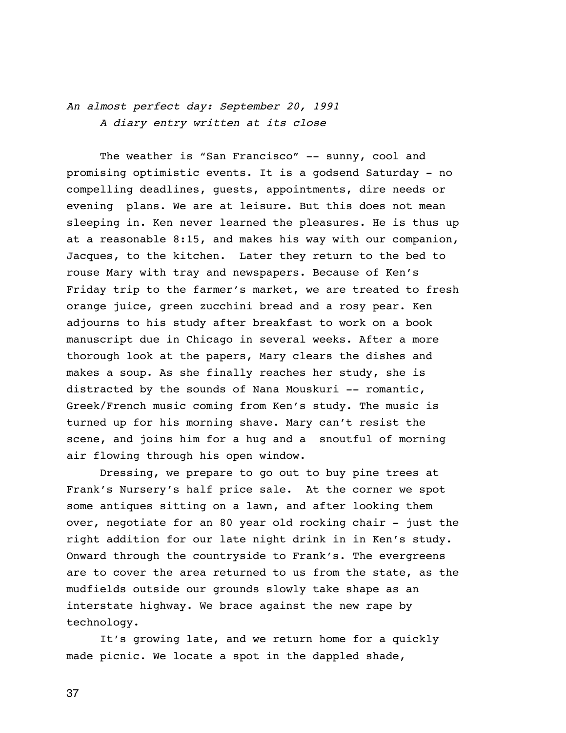*An almost perfect day: September 20, 1991*
*A diary entry written at its close*

The weather is "San Francisco" -- sunny, cool and promising optimistic events. It is a godsend Saturday - no compelling deadlines, guests, appointments, dire needs or evening plans. We are at leisure. But this does not mean sleeping in. Ken never learned the pleasures. He is thus up at a reasonable 8:15, and makes his way with our companion, Jacques, to the kitchen. Later they return to the bed to rouse Mary with tray and newspapers. Because of Ken's Friday trip to the farmer's market, we are treated to fresh orange juice, green zucchini bread and a rosy pear. Ken adjourns to his study after breakfast to work on a book manuscript due in Chicago in several weeks. After a more thorough look at the papers, Mary clears the dishes and makes a soup. As she finally reaches her study, she is distracted by the sounds of Nana Mouskuri -- romantic, Greek/French music coming from Ken's study. The music is turned up for his morning shave. Mary can't resist the scene, and joins him for a hug and a snoutful of morning air flowing through his open window.

Dressing, we prepare to go out to buy pine trees at Frank's Nursery's half price sale. At the corner we spot some antiques sitting on a lawn, and after looking them over, negotiate for an 80 year old rocking chair - just the right addition for our late night drink in in Ken's study. Onward through the countryside to Frank's. The evergreens are to cover the area returned to us from the state, as the mudfields outside our grounds slowly take shape as an interstate highway. We brace against the new rape by technology.

It's growing late, and we return home for a quickly made picnic. We locate a spot in the dappled shade,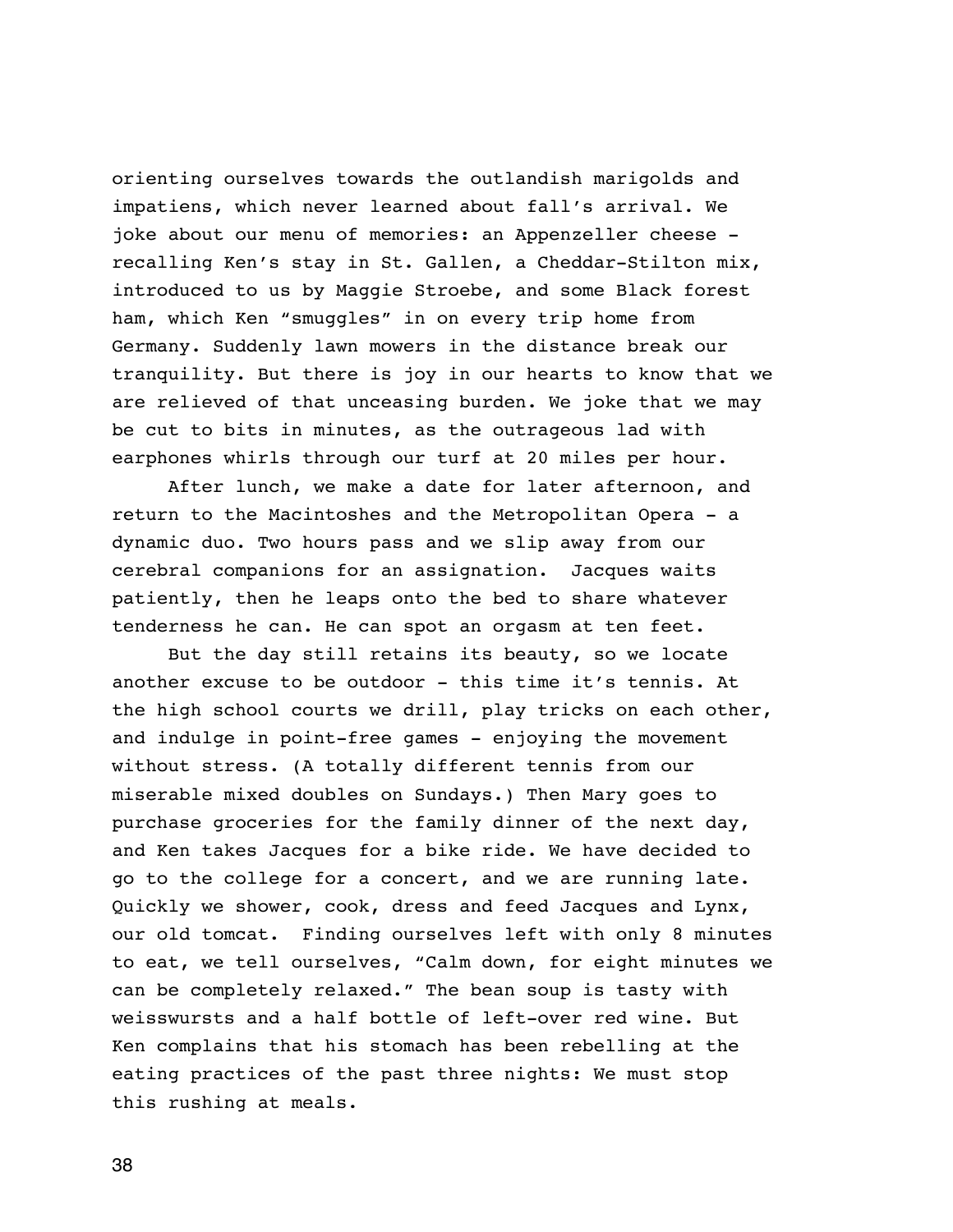orienting ourselves towards the outlandish marigolds and impatiens, which never learned about fall's arrival. We joke about our menu of memories: an Appenzeller cheese - recalling Ken's stay in St. Gallen, a Cheddar-Stilton mix, introduced to us by Maggie Stroebe, and some Black forest ham, which Ken "smuggles" in on every trip home from Germany. Suddenly lawn mowers in the distance break our tranquility. But there is joy in our hearts to know that we are relieved of that unceasing burden. We joke that we may be cut to bits in minutes, as the outrageous lad with earphones whirls through our turf at 20 miles per hour.

After lunch, we make a date for later afternoon, and return to the Macintoshes and the Metropolitan Opera - a dynamic duo. Two hours pass and we slip away from our cerebral companions for an assignation. Jacques waits patiently, then he leaps onto the bed to share whatever tenderness he can. He can spot an orgasm at ten feet.

But the day still retains its beauty, so we locate another excuse to be outdoor - this time it's tennis. At the high school courts we drill, play tricks on each other, and indulge in point-free games - enjoying the movement without stress. (A totally different tennis from our miserable mixed doubles on Sundays.) Then Mary goes to purchase groceries for the family dinner of the next day, and Ken takes Jacques for a bike ride. We have decided to go to the college for a concert, and we are running late. Quickly we shower, cook, dress and feed Jacques and Lynx, our old tomcat. Finding ourselves left with only 8 minutes to eat, we tell ourselves, "Calm down, for eight minutes we can be completely relaxed." The bean soup is tasty with weisswursts and a half bottle of left-over red wine. But Ken complains that his stomach has been rebelling at the eating practices of the past three nights: We must stop this rushing at meals.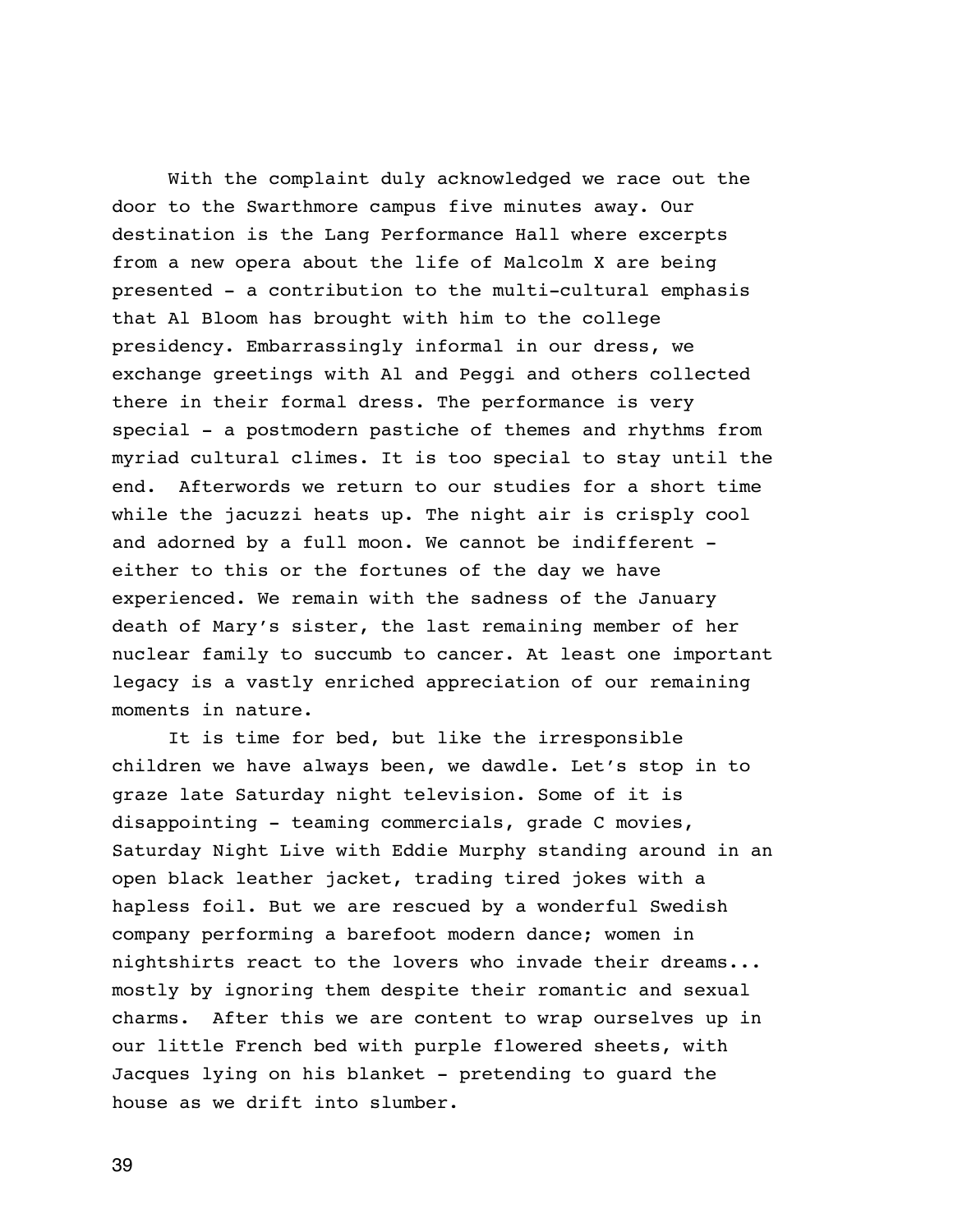With the complaint duly acknowledged we race out the door to the Swarthmore campus five minutes away. Our destination is the Lang Performance Hall where excerpts from a new opera about the life of Malcolm X are being presented - a contribution to the multi-cultural emphasis that Al Bloom has brought with him to the college presidency. Embarrassingly informal in our dress, we exchange greetings with Al and Peggi and others collected there in their formal dress. The performance is very special - a postmodern pastiche of themes and rhythms from myriad cultural climes. It is too special to stay until the end. Afterwords we return to our studies for a short time while the jacuzzi heats up. The night air is crisply cool and adorned by a full moon. We cannot be indifferent - either to this or the fortunes of the day we have experienced. We remain with the sadness of the January death of Mary's sister, the last remaining member of her nuclear family to succumb to cancer. At least one important legacy is a vastly enriched appreciation of our remaining moments in nature.

It is time for bed, but like the irresponsible children we have always been, we dawdle. Let's stop in to graze late Saturday night television. Some of it is disappointing - teaming commercials, grade C movies, Saturday Night Live with Eddie Murphy standing around in an open black leather jacket, trading tired jokes with a hapless foil. But we are rescued by a wonderful Swedish company performing a barefoot modern dance; women in nightshirts react to the lovers who invade their dreams... mostly by ignoring them despite their romantic and sexual charms. After this we are content to wrap ourselves up in our little French bed with purple flowered sheets, with Jacques lying on his blanket - pretending to guard the house as we drift into slumber.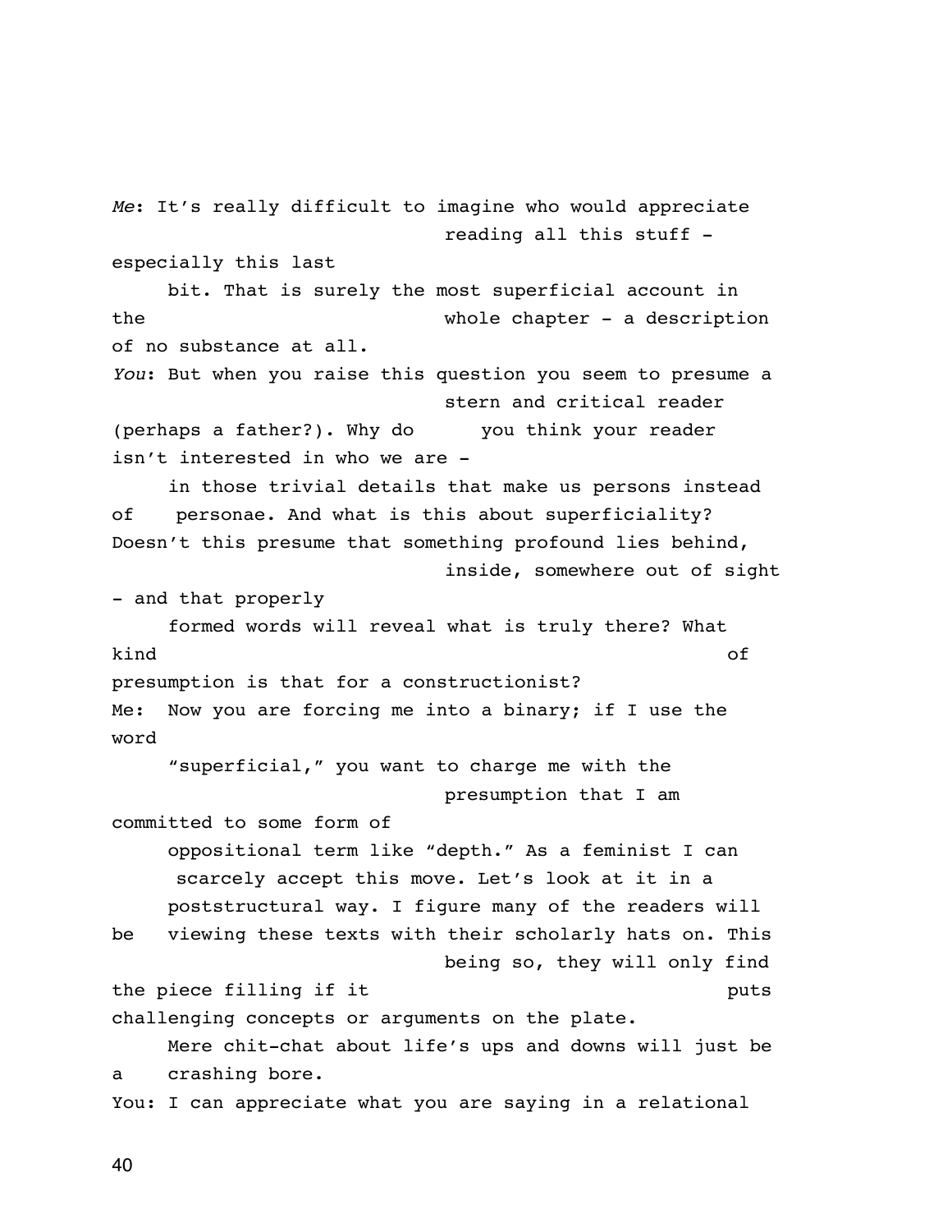*Me*: It's really difficult to imagine who would appreciate reading all this stuff - especially this last bit. That is surely the most superficial account in the whole chapter - a description of no substance at all.

*You*: But when you raise this question you seem to presume a stern and critical reader (perhaps a father?). Why do you think your reader isn't interested in who we are - in those trivial details that make us persons instead of personae. And what is this about superficiality? Doesn't this presume that something profound lies behind, inside, somewhere out of sight - and that properly formed words will reveal what is truly there? What kind of presumption is that for a constructionist?

Me: Now you are forcing me into a binary; if I use the word "superficial," you want to charge me with the presumption that I am committed to some form of oppositional term like "depth." As a feminist I can scarcely accept this move. Let's look at it in a poststructural way. I figure many of the readers will be viewing these texts with their scholarly hats on. This being so, they will only find the piece filling if it puts challenging concepts or arguments on the plate. Mere chit-chat about life's ups and downs will just be a crashing bore.

You: I can appreciate what you are saying in a relational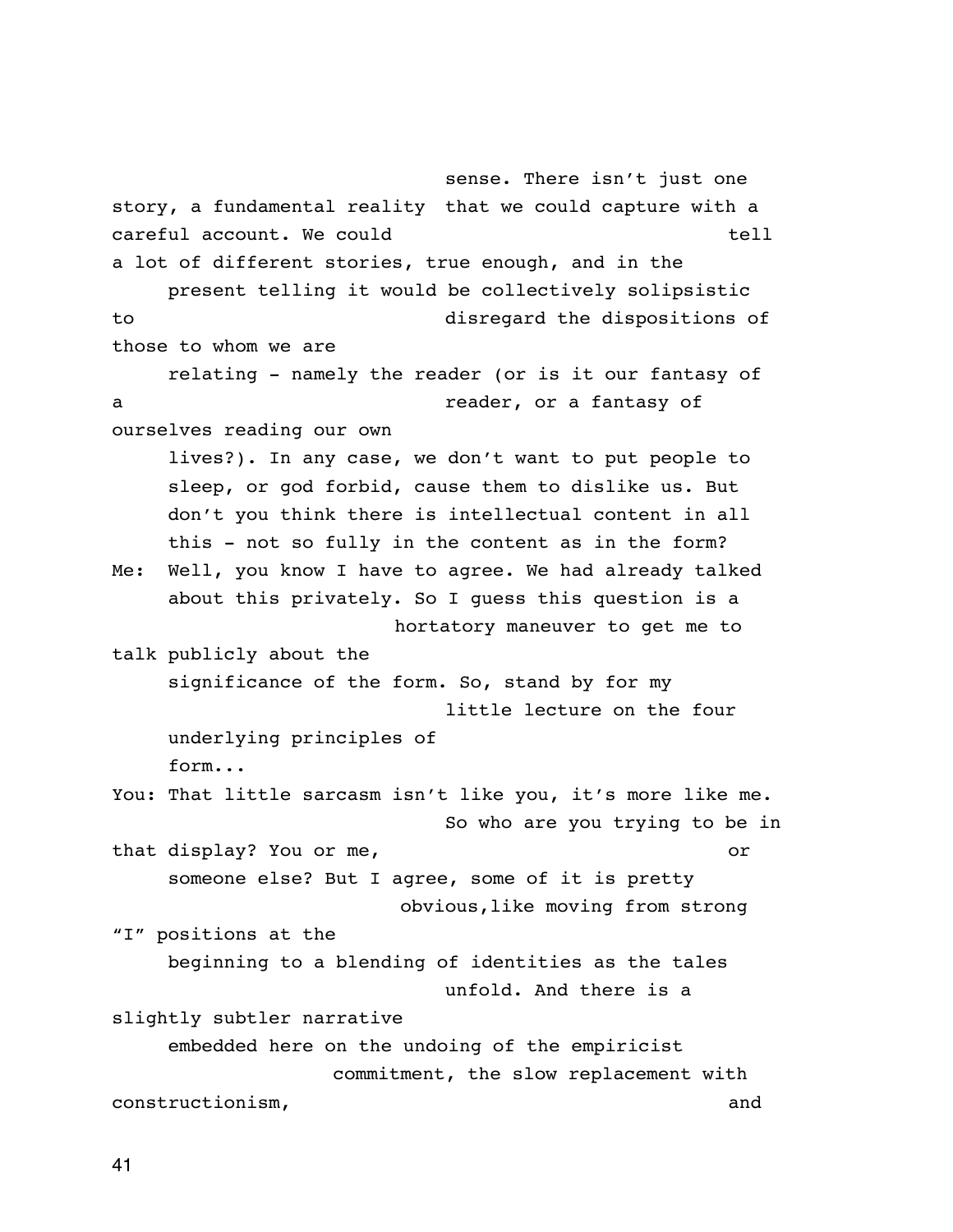sense. There isn't just one story, a fundamental reality that we could capture with a careful account. We could tell a lot of different stories, true enough, and in the present telling it would be collectively solipsistic to disregard the dispositions of those to whom we are relating - namely the reader (or is it our fantasy of a reader, or a fantasy of ourselves reading our own lives?). In any case, we don't want to put people to sleep, or god forbid, cause them to dislike us. But don't you think there is intellectual content in all this - not so fully in the content as in the form?

Me: Well, you know I have to agree. We had already talked about this privately. So I guess this question is a hortatory maneuver to get me to talk publicly about the significance of the form. So, stand by for my little lecture on the four underlying principles of form...

You: That little sarcasm isn't like you, it's more like me. So who are you trying to be in that display? You or me, or someone else? But I agree, some of it is pretty obvious,like moving from strong "I" positions at the beginning to a blending of identities as the tales unfold. And there is a slightly subtler narrative embedded here on the undoing of the empiricist commitment, the slow replacement with constructionism, and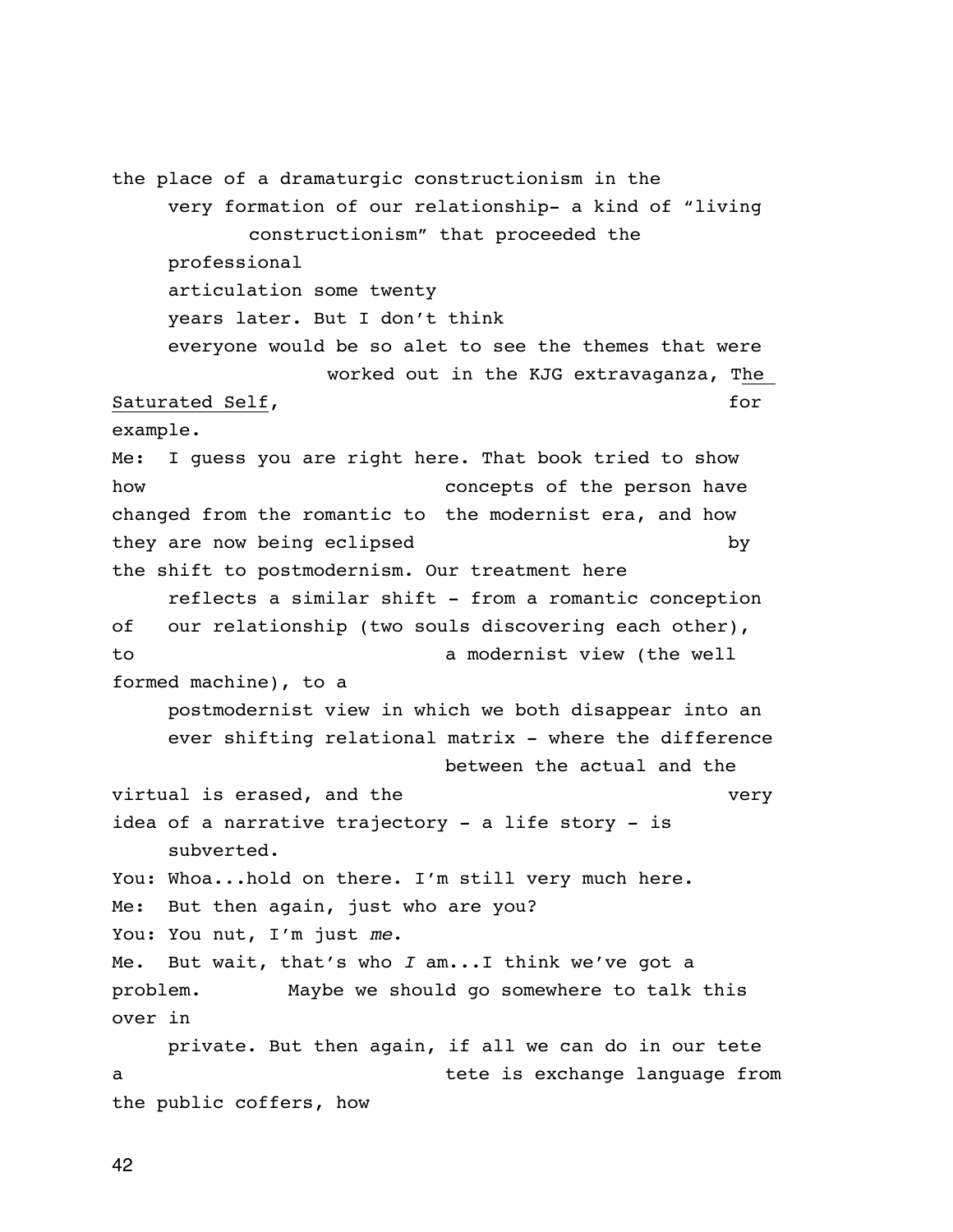the place of a dramaturgic constructionism in the very formation of our relationship- a kind of "living constructionism" that proceeded the professional articulation some twenty years later. But I don't think everyone would be so alet to see the themes that were worked out in the KJG extravaganza, The Saturated Self, for example.

Me: I guess you are right here. That book tried to show how concepts of the person have changed from the romantic to the modernist era, and how they are now being eclipsed by the shift to postmodernism. Our treatment here reflects a similar shift - from a romantic conception of our relationship (two souls discovering each other), to a modernist view (the well formed machine), to a postmodernist view in which we both disappear into an ever shifting relational matrix - where the difference between the actual and the virtual is erased, and the very idea of a narrative trajectory - a life story - is subverted.

You: Whoa...hold on there. I'm still very much here.

Me: But then again, just who are you?

You: You nut, I'm just *me*.

Me. But wait, that's who *I* am...I think we've got a problem. Maybe we should go somewhere to talk this over in private. But then again, if all we can do in our tete a tete is exchange language from the public coffers, how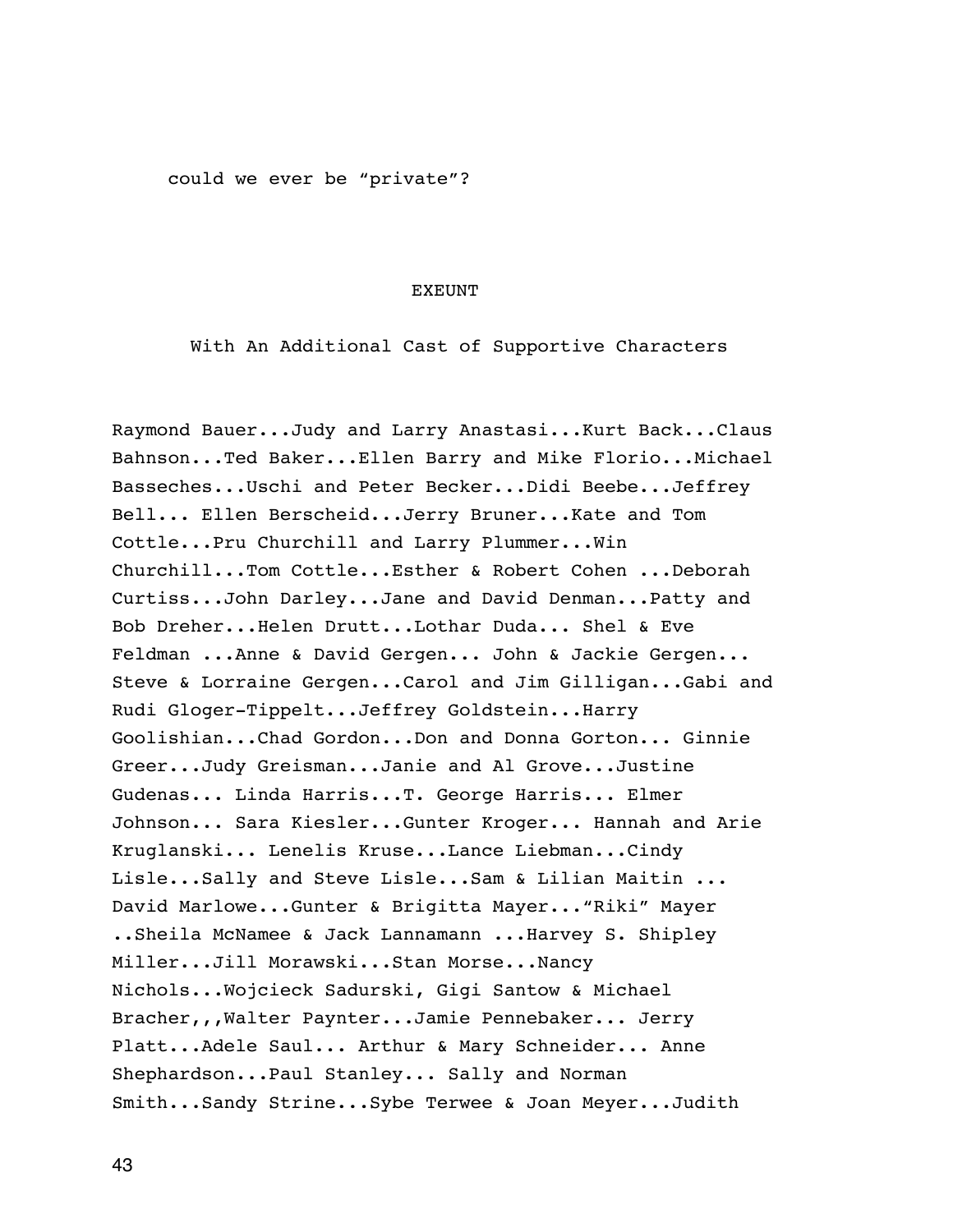could we ever be "private"?

EXEUNT

With An Additional Cast of Supportive Characters

Raymond Bauer...Judy and Larry Anastasi...Kurt Back...Claus Bahnson...Ted Baker...Ellen Barry and Mike Florio...Michael Basseches...Uschi and Peter Becker...Didi Beebe...Jeffrey Bell... Ellen Berscheid...Jerry Bruner...Kate and Tom Cottle...Pru Churchill and Larry Plummer...Win Churchill...Tom Cottle...Esther & Robert Cohen ...Deborah Curtiss...John Darley...Jane and David Denman...Patty and Bob Dreher...Helen Drutt...Lothar Duda... Shel & Eve Feldman ...Anne & David Gergen... John & Jackie Gergen... Steve & Lorraine Gergen...Carol and Jim Gilligan...Gabi and Rudi Gloger-Tippelt...Jeffrey Goldstein...Harry Goolishian...Chad Gordon...Don and Donna Gorton... Ginnie Greer...Judy Greisman...Janie and Al Grove...Justine Gudenas... Linda Harris...T. George Harris... Elmer Johnson... Sara Kiesler...Gunter Kroger... Hannah and Arie Kruglanski... Lenelis Kruse...Lance Liebman...Cindy Lisle...Sally and Steve Lisle...Sam & Lilian Maitin ... David Marlowe...Gunter & Brigitta Mayer..."Riki" Mayer ..Sheila McNamee & Jack Lannamann ...Harvey S. Shipley Miller...Jill Morawski...Stan Morse...Nancy Nichols...Wojcieck Sadurski, Gigi Santow & Michael Bracher,,,Walter Paynter...Jamie Pennebaker... Jerry Platt...Adele Saul... Arthur & Mary Schneider... Anne Shephardson...Paul Stanley... Sally and Norman Smith...Sandy Strine...Sybe Terwee & Joan Meyer...Judith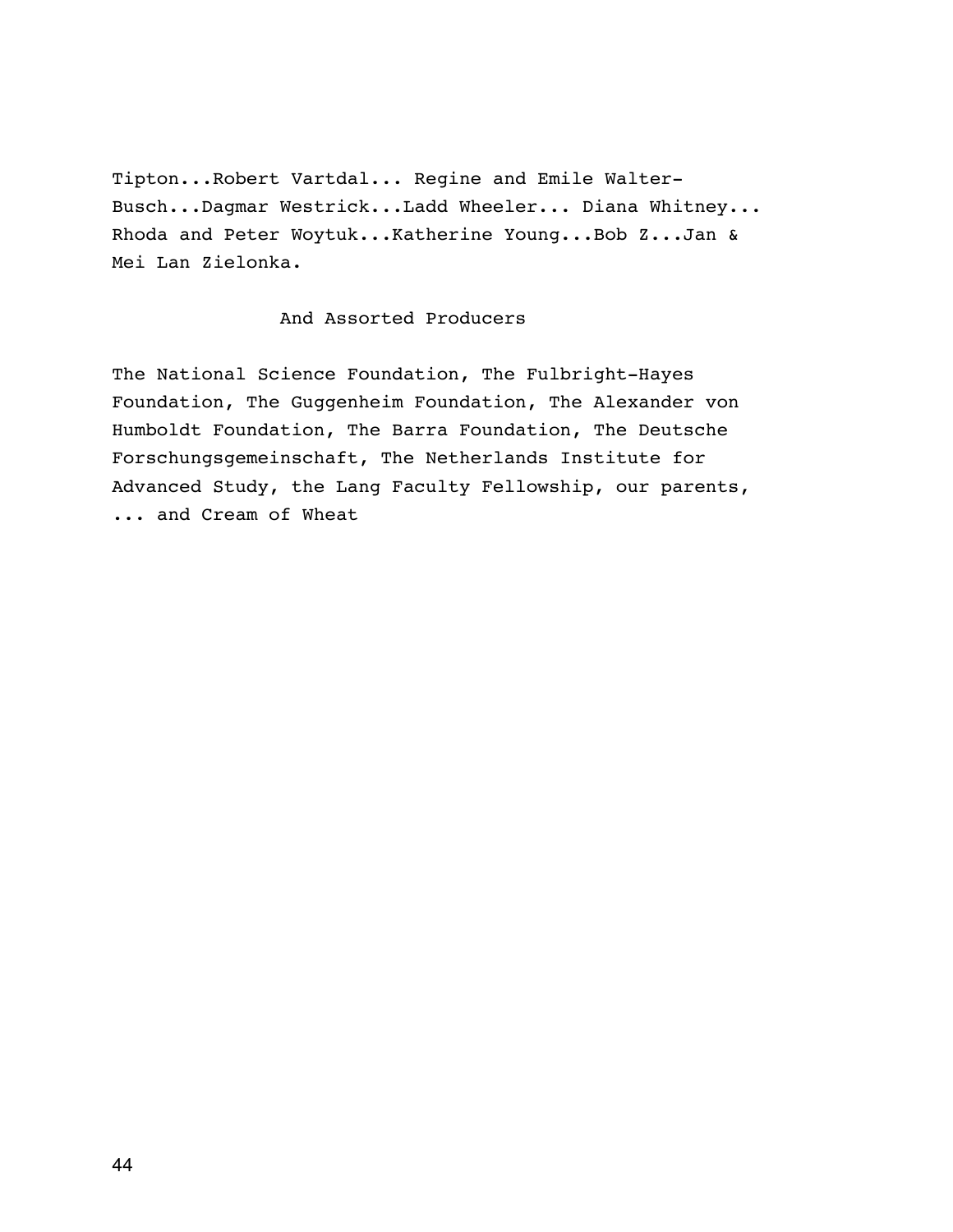Tipton...Robert Vartdal... Regine and Emile Walter-Busch...Dagmar Westrick...Ladd Wheeler... Diana Whitney... Rhoda and Peter Woytuk...Katherine Young...Bob Z...Jan & Mei Lan Zielonka.

## And Assorted Producers

The National Science Foundation, The Fulbright-Hayes Foundation, The Guggenheim Foundation, The Alexander von Humboldt Foundation, The Barra Foundation, The Deutsche Forschungsgemeinschaft, The Netherlands Institute for Advanced Study, the Lang Faculty Fellowship, our parents, ... and Cream of Wheat